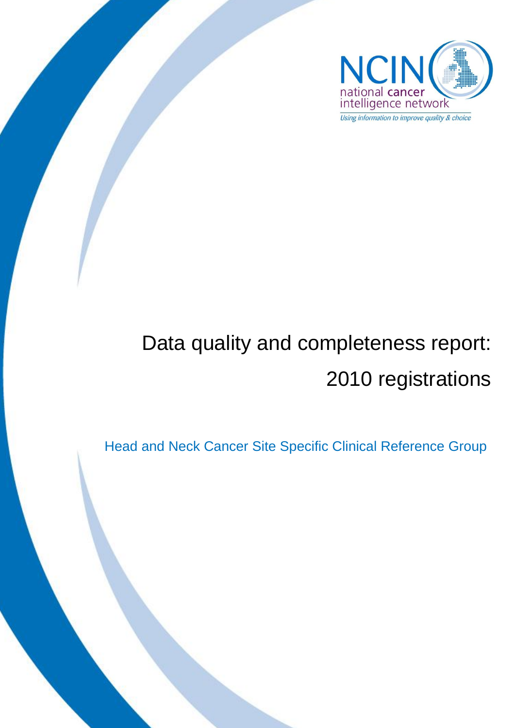NCIN national cancer intelligence network

*Using information to improve quality & choice*

# Data quality and completeness report: 2010 registrations

Head and Neck Cancer Site Specific Clinical Reference Group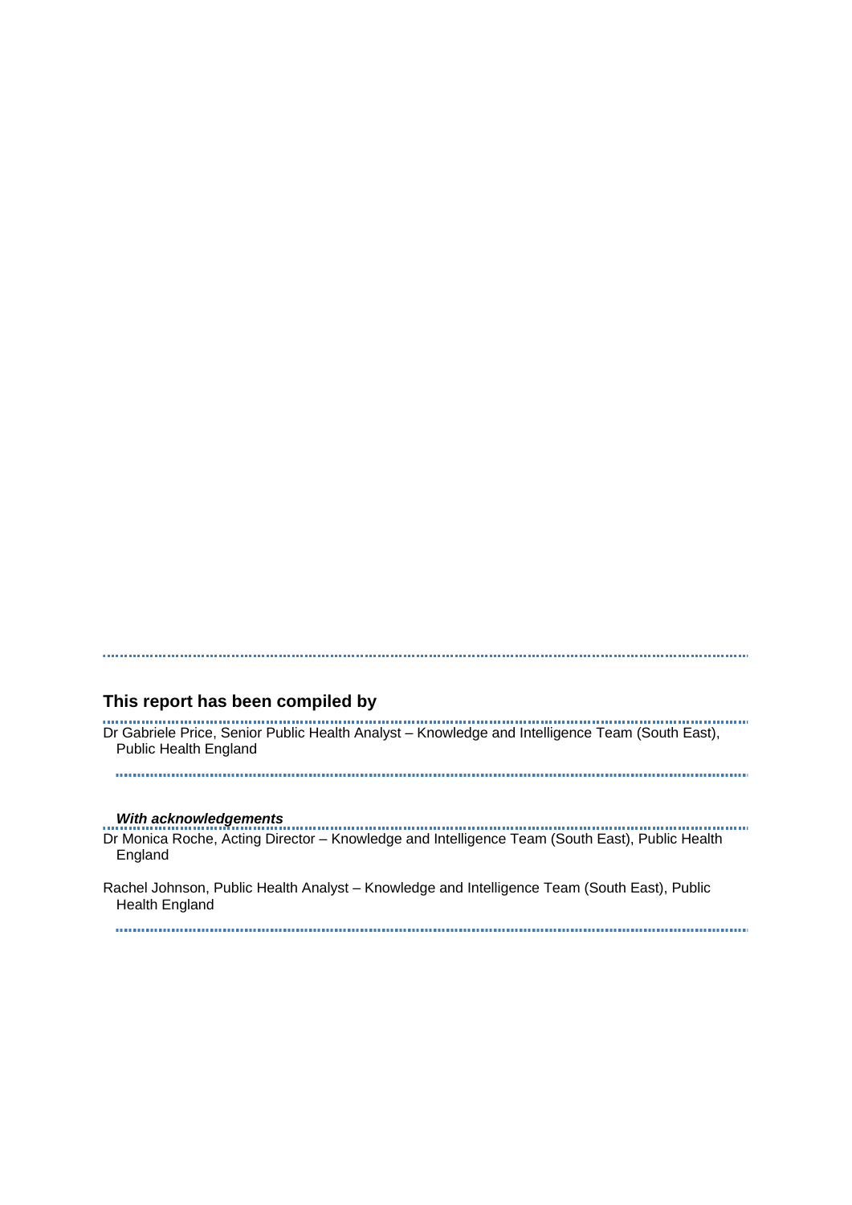## This report has been compiled by

Dr Gabriele Price, Senior Public Health Analyst – Knowledge and Intelligence Team (South East), Public Health England

***With acknowledgements***

Dr Monica Roche, Acting Director – Knowledge and Intelligence Team (South East), Public Health England

Rachel Johnson, Public Health Analyst – Knowledge and Intelligence Team (South East), Public Health England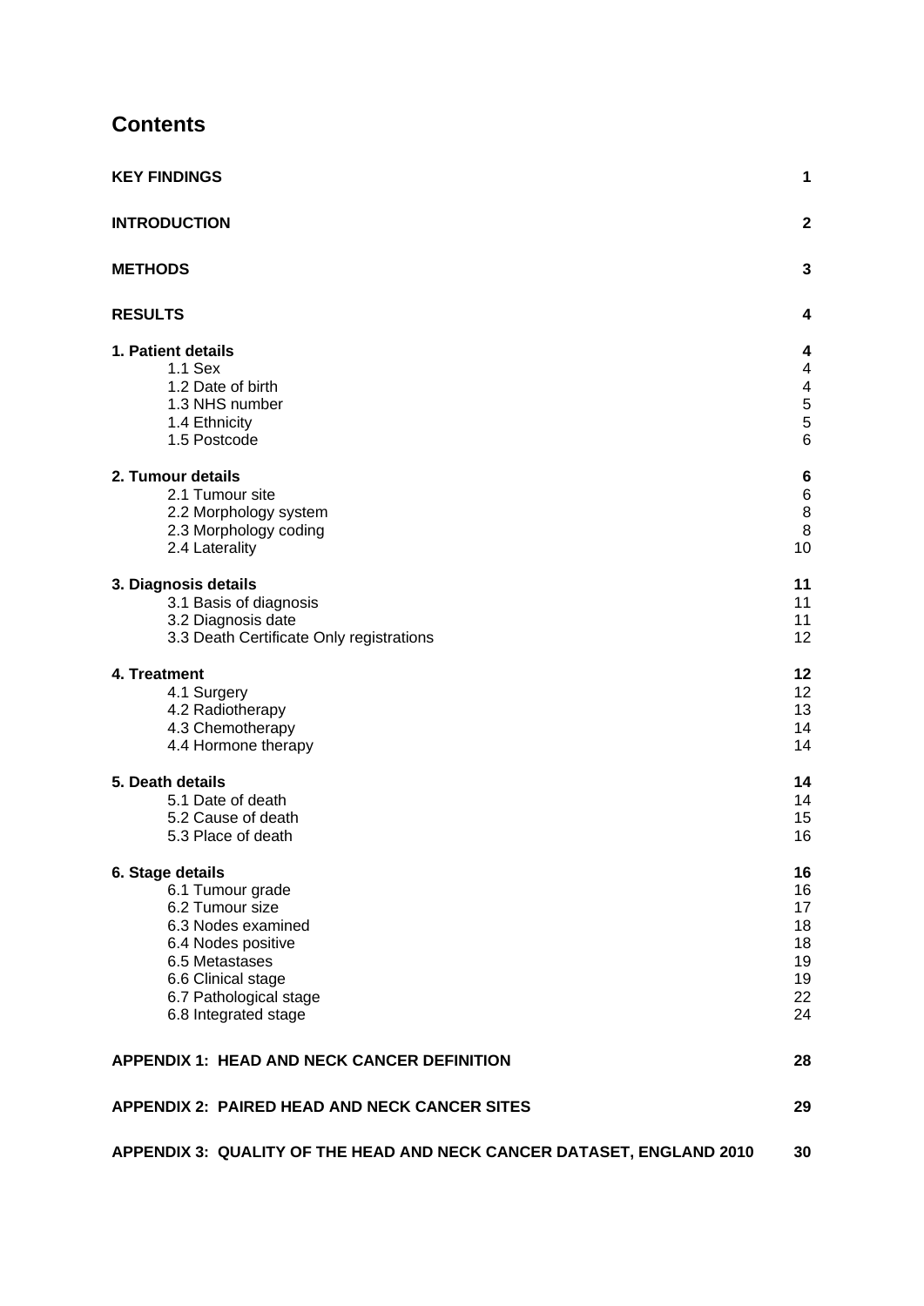## Contents

| | |
|---|---|
| **KEY FINDINGS** | **1** |
| **INTRODUCTION** | **2** |
| **METHODS** | **3** |
| **RESULTS** | **4** |
| **1. Patient details** | **4** |
| 1.1 Sex | 4 |
| 1.2 Date of birth | 4 |
| 1.3 NHS number | 5 |
| 1.4 Ethnicity | 5 |
| 1.5 Postcode | 6 |
| **2. Tumour details** | **6** |
| 2.1 Tumour site | 6 |
| 2.2 Morphology system | 8 |
| 2.3 Morphology coding | 8 |
| 2.4 Laterality | 10 |
| **3. Diagnosis details** | **11** |
| 3.1 Basis of diagnosis | 11 |
| 3.2 Diagnosis date | 11 |
| 3.3 Death Certificate Only registrations | 12 |
| **4. Treatment** | **12** |
| 4.1 Surgery | 12 |
| 4.2 Radiotherapy | 13 |
| 4.3 Chemotherapy | 14 |
| 4.4 Hormone therapy | 14 |
| **5. Death details** | **14** |
| 5.1 Date of death | 14 |
| 5.2 Cause of death | 15 |
| 5.3 Place of death | 16 |
| **6. Stage details** | **16** |
| 6.1 Tumour grade | 16 |
| 6.2 Tumour size | 17 |
| 6.3 Nodes examined | 18 |
| 6.4 Nodes positive | 18 |
| 6.5 Metastases | 19 |
| 6.6 Clinical stage | 19 |
| 6.7 Pathological stage | 22 |
| 6.8 Integrated stage | 24 |
| **APPENDIX 1: HEAD AND NECK CANCER DEFINITION** | **28** |
| **APPENDIX 2: PAIRED HEAD AND NECK CANCER SITES** | **29** |
| **APPENDIX 3: QUALITY OF THE HEAD AND NECK CANCER DATASET, ENGLAND 2010** | **30** |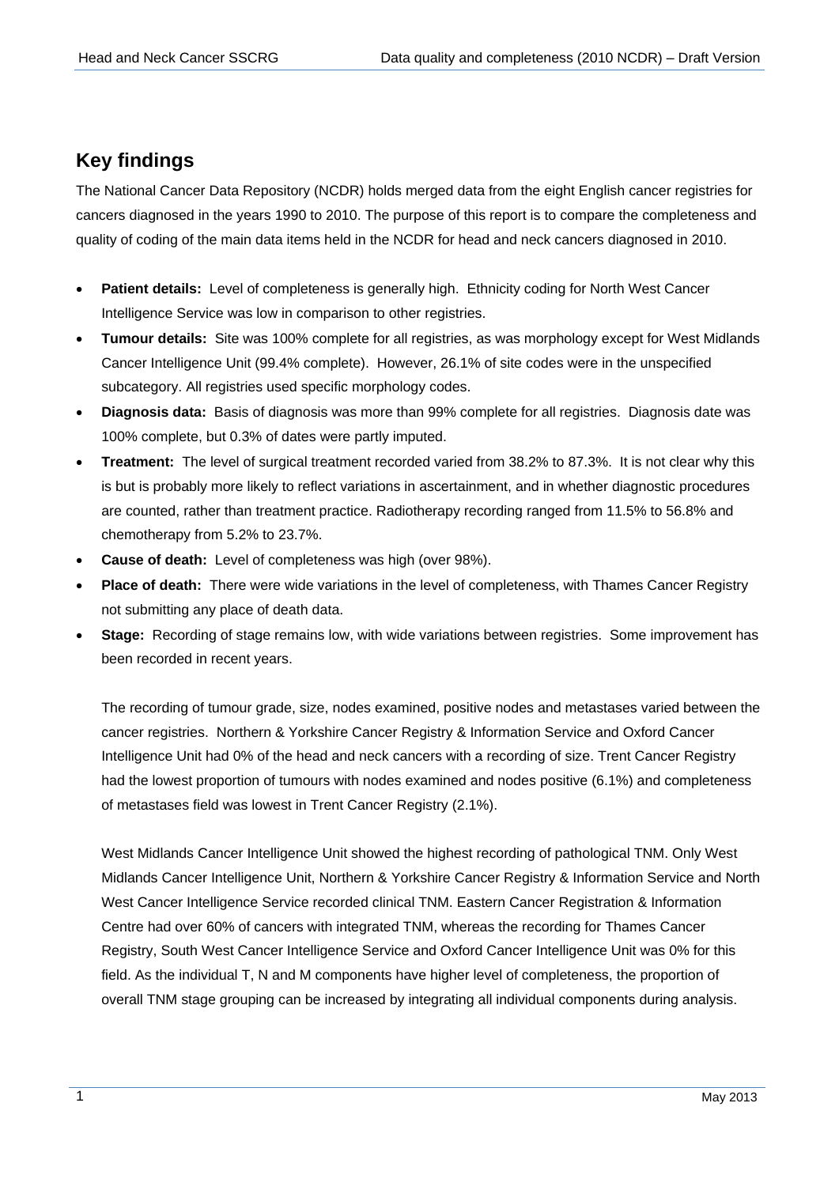## Key findings

The National Cancer Data Repository (NCDR) holds merged data from the eight English cancer registries for cancers diagnosed in the years 1990 to 2010. The purpose of this report is to compare the completeness and quality of coding of the main data items held in the NCDR for head and neck cancers diagnosed in 2010.

- **Patient details:** Level of completeness is generally high. Ethnicity coding for North West Cancer Intelligence Service was low in comparison to other registries.
- **Tumour details:** Site was 100% complete for all registries, as was morphology except for West Midlands Cancer Intelligence Unit (99.4% complete). However, 26.1% of site codes were in the unspecified subcategory. All registries used specific morphology codes.
- **Diagnosis data:** Basis of diagnosis was more than 99% complete for all registries. Diagnosis date was 100% complete, but 0.3% of dates were partly imputed.
- **Treatment:** The level of surgical treatment recorded varied from 38.2% to 87.3%. It is not clear why this is but is probably more likely to reflect variations in ascertainment, and in whether diagnostic procedures are counted, rather than treatment practice. Radiotherapy recording ranged from 11.5% to 56.8% and chemotherapy from 5.2% to 23.7%.
- **Cause of death:** Level of completeness was high (over 98%).
- **Place of death:** There were wide variations in the level of completeness, with Thames Cancer Registry not submitting any place of death data.
- **Stage:** Recording of stage remains low, with wide variations between registries. Some improvement has been recorded in recent years.

  The recording of tumour grade, size, nodes examined, positive nodes and metastases varied between the cancer registries. Northern & Yorkshire Cancer Registry & Information Service and Oxford Cancer Intelligence Unit had 0% of the head and neck cancers with a recording of size. Trent Cancer Registry had the lowest proportion of tumours with nodes examined and nodes positive (6.1%) and completeness of metastases field was lowest in Trent Cancer Registry (2.1%).

  West Midlands Cancer Intelligence Unit showed the highest recording of pathological TNM. Only West Midlands Cancer Intelligence Unit, Northern & Yorkshire Cancer Registry & Information Service and North West Cancer Intelligence Service recorded clinical TNM. Eastern Cancer Registration & Information Centre had over 60% of cancers with integrated TNM, whereas the recording for Thames Cancer Registry, South West Cancer Intelligence Service and Oxford Cancer Intelligence Unit was 0% for this field. As the individual T, N and M components have higher level of completeness, the proportion of overall TNM stage grouping can be increased by integrating all individual components during analysis.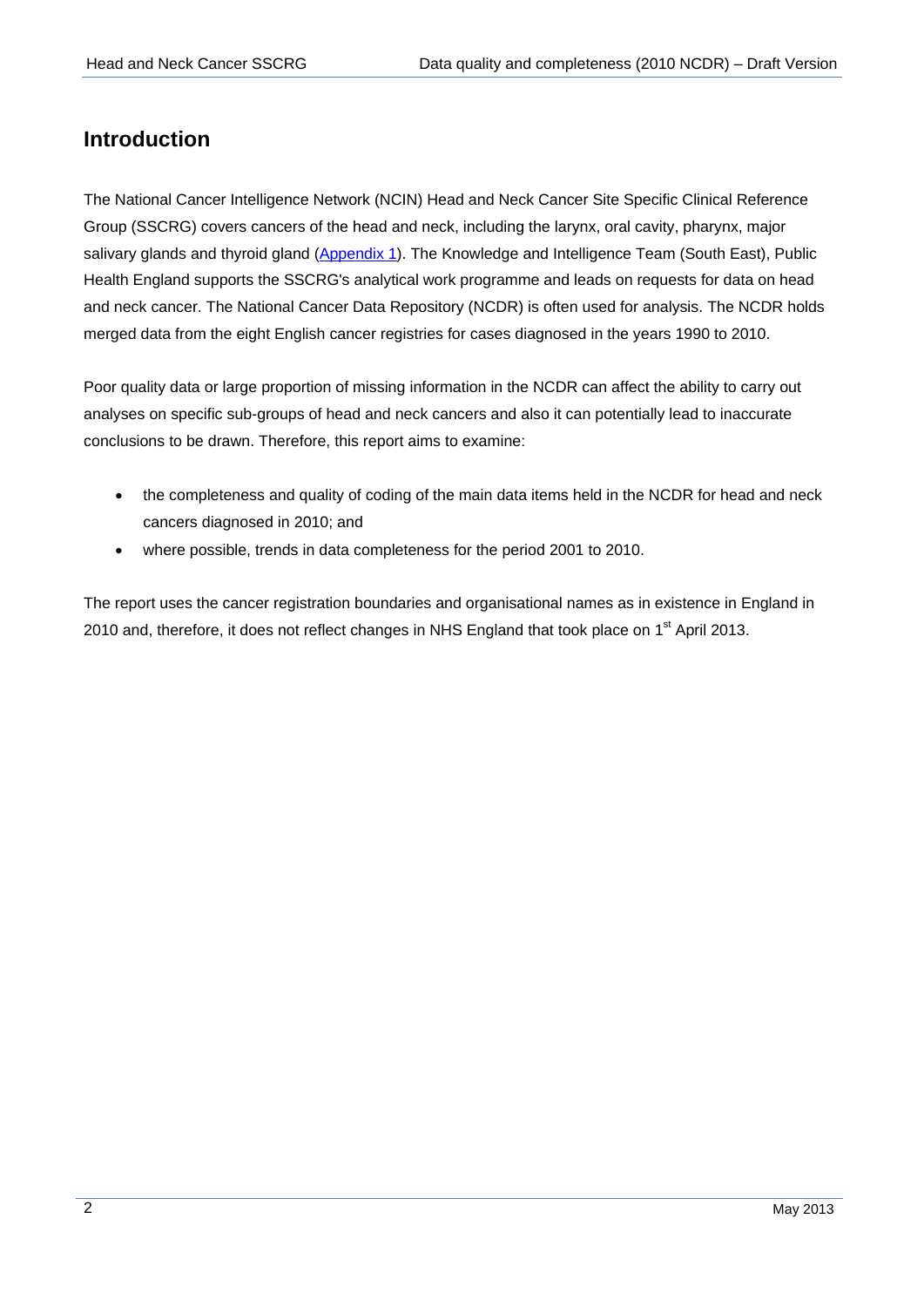## Introduction

The National Cancer Intelligence Network (NCIN) Head and Neck Cancer Site Specific Clinical Reference Group (SSCRG) covers cancers of the head and neck, including the larynx, oral cavity, pharynx, major salivary glands and thyroid gland (Appendix 1). The Knowledge and Intelligence Team (South East), Public Health England supports the SSCRG's analytical work programme and leads on requests for data on head and neck cancer. The National Cancer Data Repository (NCDR) is often used for analysis. The NCDR holds merged data from the eight English cancer registries for cases diagnosed in the years 1990 to 2010.

Poor quality data or large proportion of missing information in the NCDR can affect the ability to carry out analyses on specific sub-groups of head and neck cancers and also it can potentially lead to inaccurate conclusions to be drawn. Therefore, this report aims to examine:

- the completeness and quality of coding of the main data items held in the NCDR for head and neck cancers diagnosed in 2010; and
- where possible, trends in data completeness for the period 2001 to 2010.

The report uses the cancer registration boundaries and organisational names as in existence in England in 2010 and, therefore, it does not reflect changes in NHS England that took place on 1st April 2013.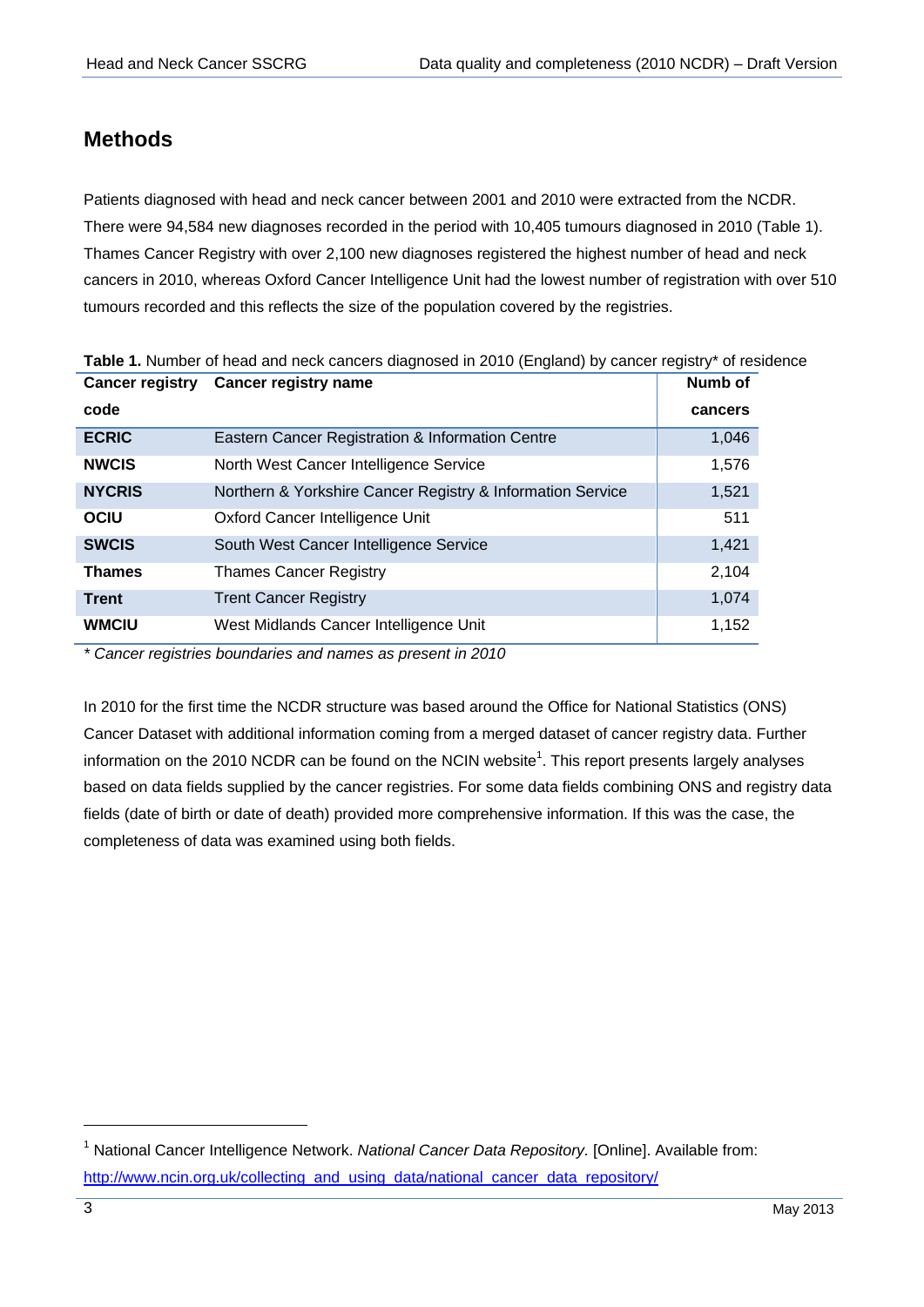## Methods

Patients diagnosed with head and neck cancer between 2001 and 2010 were extracted from the NCDR. There were 94,584 new diagnoses recorded in the period with 10,405 tumours diagnosed in 2010 (Table 1). Thames Cancer Registry with over 2,100 new diagnoses registered the highest number of head and neck cancers in 2010, whereas Oxford Cancer Intelligence Unit had the lowest number of registration with over 510 tumours recorded and this reflects the size of the population covered by the registries.

**Table 1.** Number of head and neck cancers diagnosed in 2010 (England) by cancer registry* of residence

| Cancer registry code | Cancer registry name | Numb of cancers |
|---|---|---|
| **ECRIC** | Eastern Cancer Registration & Information Centre | 1,046 |
| **NWCIS** | North West Cancer Intelligence Service | 1,576 |
| **NYCRIS** | Northern & Yorkshire Cancer Registry & Information Service | 1,521 |
| **OCIU** | Oxford Cancer Intelligence Unit | 511 |
| **SWCIS** | South West Cancer Intelligence Service | 1,421 |
| **Thames** | Thames Cancer Registry | 2,104 |
| **Trent** | Trent Cancer Registry | 1,074 |
| **WMCIU** | West Midlands Cancer Intelligence Unit | 1,152 |

*\* Cancer registries boundaries and names as present in 2010*

In 2010 for the first time the NCDR structure was based around the Office for National Statistics (ONS) Cancer Dataset with additional information coming from a merged dataset of cancer registry data. Further information on the 2010 NCDR can be found on the NCIN website[1]. This report presents largely analyses based on data fields supplied by the cancer registries. For some data fields combining ONS and registry data fields (date of birth or date of death) provided more comprehensive information. If this was the case, the completeness of data was examined using both fields.

[1] National Cancer Intelligence Network. *National Cancer Data Repository.* [Online]. Available from: http://www.ncin.org.uk/collecting_and_using_data/national_cancer_data_repository/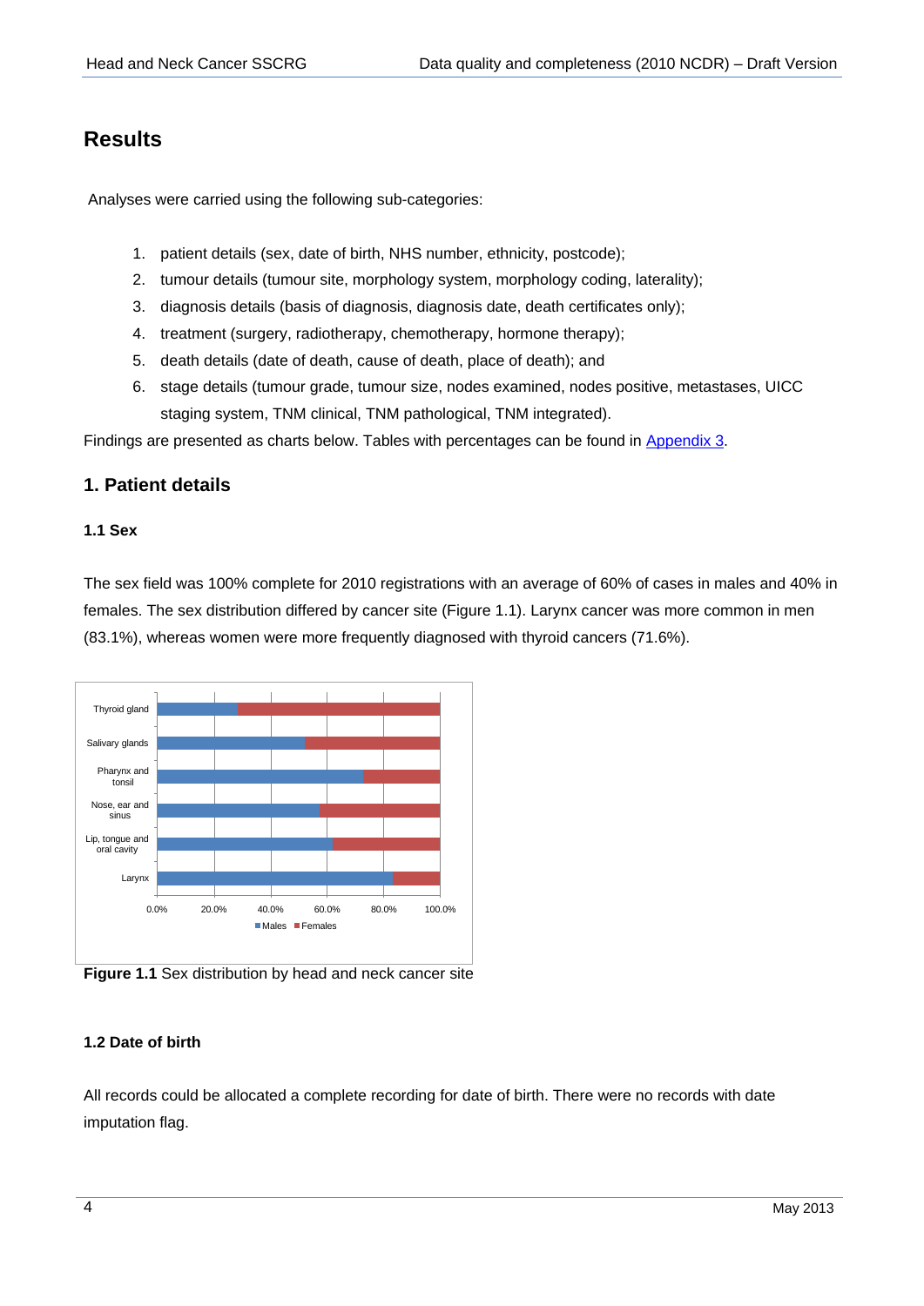# Results

Analyses were carried using the following sub-categories:

1. patient details (sex, date of birth, NHS number, ethnicity, postcode);
2. tumour details (tumour site, morphology system, morphology coding, laterality);
3. diagnosis details (basis of diagnosis, diagnosis date, death certificates only);
4. treatment (surgery, radiotherapy, chemotherapy, hormone therapy);
5. death details (date of death, cause of death, place of death); and
6. stage details (tumour grade, tumour size, nodes examined, nodes positive, metastases, UICC staging system, TNM clinical, TNM pathological, TNM integrated).

Findings are presented as charts below. Tables with percentages can be found in Appendix 3.

## 1. Patient details

### 1.1 Sex

The sex field was 100% complete for 2010 registrations with an average of 60% of cases in males and 40% in females. The sex distribution differed by cancer site (Figure 1.1). Larynx cancer was more common in men (83.1%), whereas women were more frequently diagnosed with thyroid cancers (71.6%).

**Figure 1.1** Sex distribution by head and neck cancer site

### 1.2 Date of birth

All records could be allocated a complete recording for date of birth. There were no records with date imputation flag.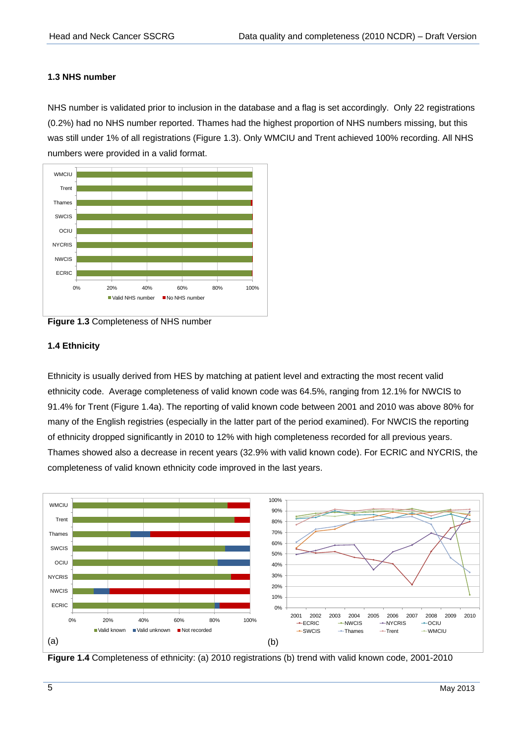### 1.3 NHS number

NHS number is validated prior to inclusion in the database and a flag is set accordingly. Only 22 registrations (0.2%) had no NHS number reported. Thames had the highest proportion of NHS numbers missing, but this was still under 1% of all registrations (Figure 1.3). Only WMCIU and Trent achieved 100% recording. All NHS numbers were provided in a valid format.

**Figure 1.3** Completeness of NHS number

### 1.4 Ethnicity

Ethnicity is usually derived from HES by matching at patient level and extracting the most recent valid ethnicity code. Average completeness of valid known code was 64.5%, ranging from 12.1% for NWCIS to 91.4% for Trent (Figure 1.4a). The reporting of valid known code between 2001 and 2010 was above 80% for many of the English registries (especially in the latter part of the period examined). For NWCIS the reporting of ethnicity dropped significantly in 2010 to 12% with high completeness recorded for all previous years. Thames showed also a decrease in recent years (32.9% with valid known code). For ECRIC and NYCRIS, the completeness of valid known ethnicity code improved in the last years.

**Figure 1.4** Completeness of ethnicity: (a) 2010 registrations (b) trend with valid known code, 2001-2010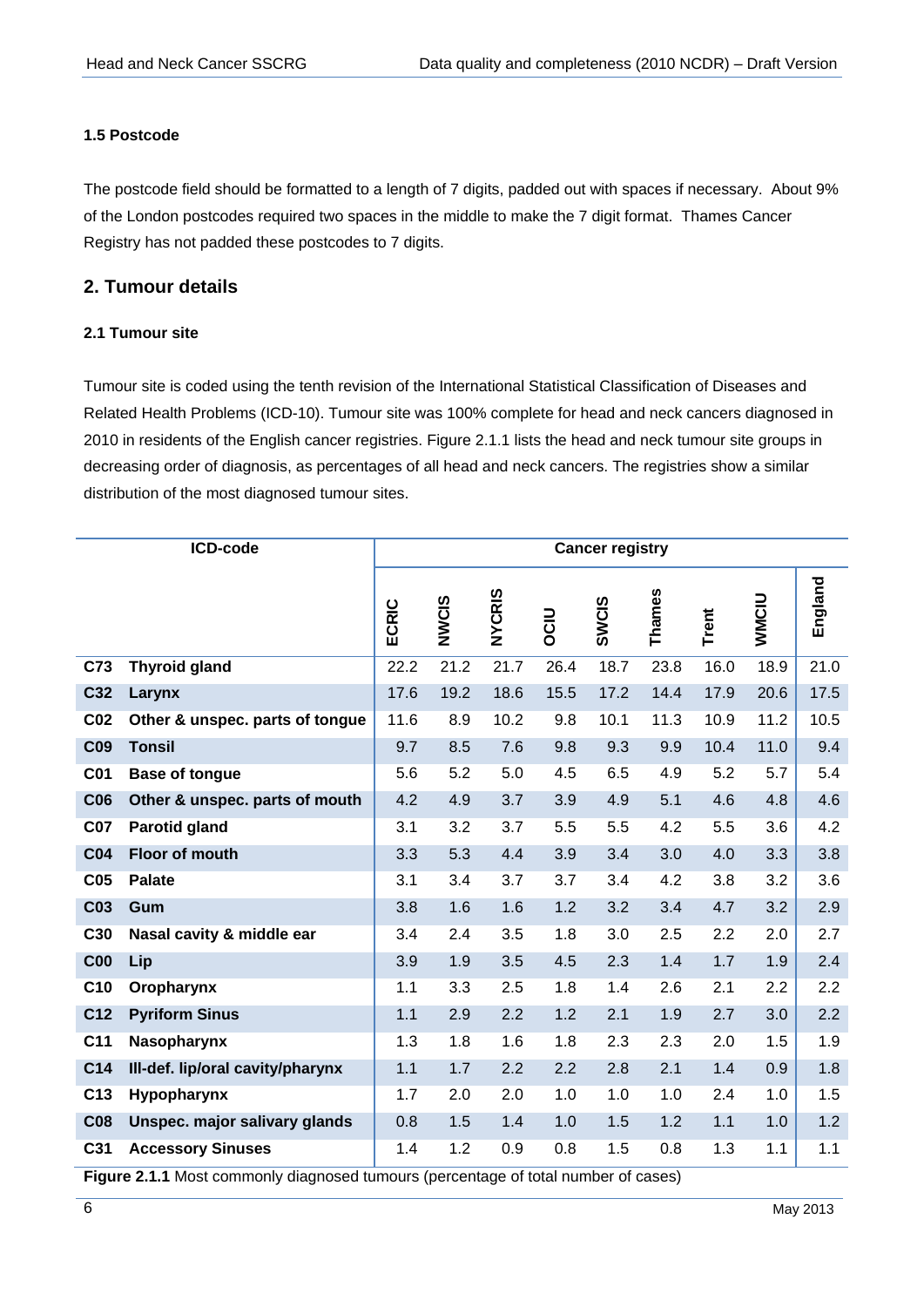**1.5 Postcode**

The postcode field should be formatted to a length of 7 digits, padded out with spaces if necessary. About 9% of the London postcodes required two spaces in the middle to make the 7 digit format. Thames Cancer Registry has not padded these postcodes to 7 digits.

## 2. Tumour details

**2.1 Tumour site**

Tumour site is coded using the tenth revision of the International Statistical Classification of Diseases and Related Health Problems (ICD-10). Tumour site was 100% complete for head and neck cancers diagnosed in 2010 in residents of the English cancer registries. Figure 2.1.1 lists the head and neck tumour site groups in decreasing order of diagnosis, as percentages of all head and neck cancers. The registries show a similar distribution of the most diagnosed tumour sites.

| ICD-code | | Cancer registry | | | | | | | | |
|---|---|---|---|---|---|---|---|---|---|---|
| | | ECRIC | NWCIS | NYCRIS | OCIU | SWCIS | Thames | Trent | WMCIU | England |
| **C73** | **Thyroid gland** | 22.2 | 21.2 | 21.7 | 26.4 | 18.7 | 23.8 | 16.0 | 18.9 | 21.0 |
| **C32** | **Larynx** | 17.6 | 19.2 | 18.6 | 15.5 | 17.2 | 14.4 | 17.9 | 20.6 | 17.5 |
| **C02** | **Other & unspec. parts of tongue** | 11.6 | 8.9 | 10.2 | 9.8 | 10.1 | 11.3 | 10.9 | 11.2 | 10.5 |
| **C09** | **Tonsil** | 9.7 | 8.5 | 7.6 | 9.8 | 9.3 | 9.9 | 10.4 | 11.0 | 9.4 |
| **C01** | **Base of tongue** | 5.6 | 5.2 | 5.0 | 4.5 | 6.5 | 4.9 | 5.2 | 5.7 | 5.4 |
| **C06** | **Other & unspec. parts of mouth** | 4.2 | 4.9 | 3.7 | 3.9 | 4.9 | 5.1 | 4.6 | 4.8 | 4.6 |
| **C07** | **Parotid gland** | 3.1 | 3.2 | 3.7 | 5.5 | 5.5 | 4.2 | 5.5 | 3.6 | 4.2 |
| **C04** | **Floor of mouth** | 3.3 | 5.3 | 4.4 | 3.9 | 3.4 | 3.0 | 4.0 | 3.3 | 3.8 |
| **C05** | **Palate** | 3.1 | 3.4 | 3.7 | 3.7 | 3.4 | 4.2 | 3.8 | 3.2 | 3.6 |
| **C03** | **Gum** | 3.8 | 1.6 | 1.6 | 1.2 | 3.2 | 3.4 | 4.7 | 3.2 | 2.9 |
| **C30** | **Nasal cavity & middle ear** | 3.4 | 2.4 | 3.5 | 1.8 | 3.0 | 2.5 | 2.2 | 2.0 | 2.7 |
| **C00** | **Lip** | 3.9 | 1.9 | 3.5 | 4.5 | 2.3 | 1.4 | 1.7 | 1.9 | 2.4 |
| **C10** | **Oropharynx** | 1.1 | 3.3 | 2.5 | 1.8 | 1.4 | 2.6 | 2.1 | 2.2 | 2.2 |
| **C12** | **Pyriform Sinus** | 1.1 | 2.9 | 2.2 | 1.2 | 2.1 | 1.9 | 2.7 | 3.0 | 2.2 |
| **C11** | **Nasopharynx** | 1.3 | 1.8 | 1.6 | 1.8 | 2.3 | 2.3 | 2.0 | 1.5 | 1.9 |
| **C14** | **Ill-def. lip/oral cavity/pharynx** | 1.1 | 1.7 | 2.2 | 2.2 | 2.8 | 2.1 | 1.4 | 0.9 | 1.8 |
| **C13** | **Hypopharynx** | 1.7 | 2.0 | 2.0 | 1.0 | 1.0 | 1.0 | 2.4 | 1.0 | 1.5 |
| **C08** | **Unspec. major salivary glands** | 0.8 | 1.5 | 1.4 | 1.0 | 1.5 | 1.2 | 1.1 | 1.0 | 1.2 |
| **C31** | **Accessory Sinuses** | 1.4 | 1.2 | 0.9 | 0.8 | 1.5 | 0.8 | 1.3 | 1.1 | 1.1 |

**Figure 2.1.1** Most commonly diagnosed tumours (percentage of total number of cases)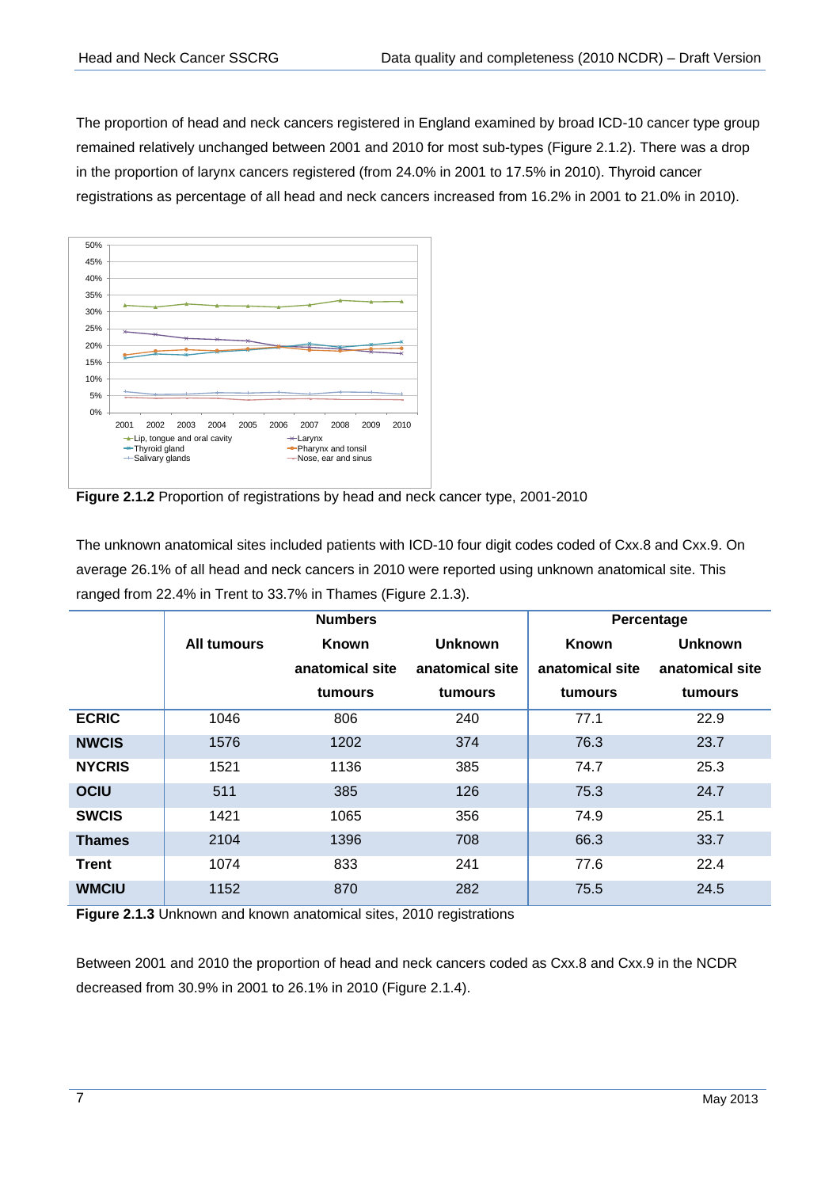The proportion of head and neck cancers registered in England examined by broad ICD-10 cancer type group remained relatively unchanged between 2001 and 2010 for most sub-types (Figure 2.1.2). There was a drop in the proportion of larynx cancers registered (from 24.0% in 2001 to 17.5% in 2010). Thyroid cancer registrations as percentage of all head and neck cancers increased from 16.2% in 2001 to 21.0% in 2010).

**Figure 2.1.2** Proportion of registrations by head and neck cancer type, 2001-2010

The unknown anatomical sites included patients with ICD-10 four digit codes coded of Cxx.8 and Cxx.9. On average 26.1% of all head and neck cancers in 2010 were reported using unknown anatomical site. This ranged from 22.4% in Trent to 33.7% in Thames (Figure 2.1.3).

| | Numbers | | | Percentage | |
|---|---|---|---|---|---|
| | All tumours | Known anatomical site tumours | Unknown anatomical site tumours | Known anatomical site tumours | Unknown anatomical site tumours |
| **ECRIC** | 1046 | 806 | 240 | 77.1 | 22.9 |
| **NWCIS** | 1576 | 1202 | 374 | 76.3 | 23.7 |
| **NYCRIS** | 1521 | 1136 | 385 | 74.7 | 25.3 |
| **OCIU** | 511 | 385 | 126 | 75.3 | 24.7 |
| **SWCIS** | 1421 | 1065 | 356 | 74.9 | 25.1 |
| **Thames** | 2104 | 1396 | 708 | 66.3 | 33.7 |
| **Trent** | 1074 | 833 | 241 | 77.6 | 22.4 |
| **WMCIU** | 1152 | 870 | 282 | 75.5 | 24.5 |

**Figure 2.1.3** Unknown and known anatomical sites, 2010 registrations

Between 2001 and 2010 the proportion of head and neck cancers coded as Cxx.8 and Cxx.9 in the NCDR decreased from 30.9% in 2001 to 26.1% in 2010 (Figure 2.1.4).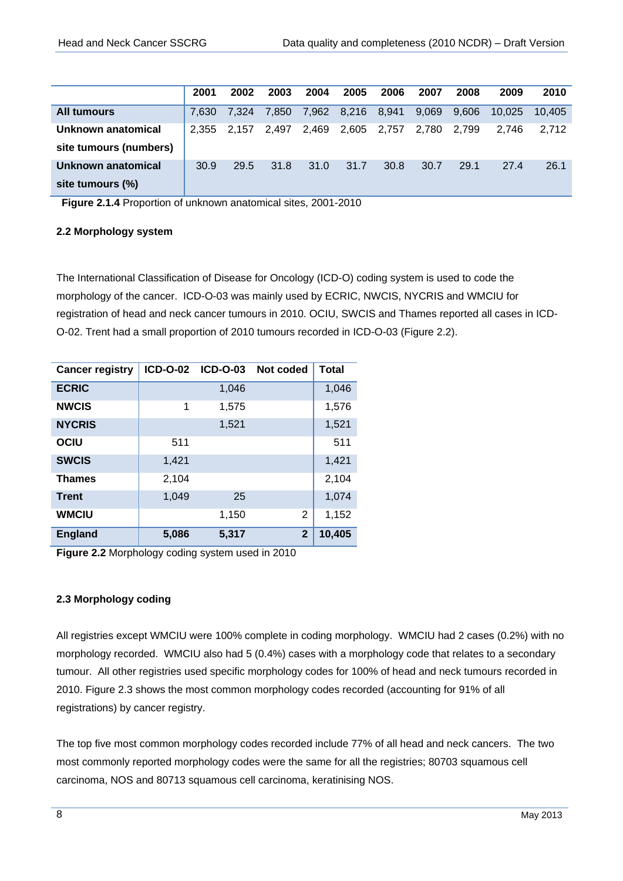| | 2001 | 2002 | 2003 | 2004 | 2005 | 2006 | 2007 | 2008 | 2009 | 2010 |
|---|---|---|---|---|---|---|---|---|---|---|
| **All tumours** | 7,630 | 7,324 | 7,850 | 7,962 | 8,216 | 8,941 | 9,069 | 9,606 | 10,025 | 10,405 |
| **Unknown anatomical site tumours (numbers)** | 2,355 | 2,157 | 2,497 | 2,469 | 2,605 | 2,757 | 2,780 | 2,799 | 2,746 | 2,712 |
| **Unknown anatomical site tumours (%)** | 30.9 | 29.5 | 31.8 | 31.0 | 31.7 | 30.8 | 30.7 | 29.1 | 27.4 | 26.1 |

**Figure 2.1.4** Proportion of unknown anatomical sites, 2001-2010

### 2.2 Morphology system

The International Classification of Disease for Oncology (ICD-O) coding system is used to code the morphology of the cancer. ICD-O-03 was mainly used by ECRIC, NWCIS, NYCRIS and WMCIU for registration of head and neck cancer tumours in 2010. OCIU, SWCIS and Thames reported all cases in ICD-O-02. Trent had a small proportion of 2010 tumours recorded in ICD-O-03 (Figure 2.2).

| Cancer registry | ICD-O-02 | ICD-O-03 | Not coded | Total |
|---|---|---|---|---|
| **ECRIC** | | 1,046 | | 1,046 |
| **NWCIS** | 1 | 1,575 | | 1,576 |
| **NYCRIS** | | 1,521 | | 1,521 |
| **OCIU** | 511 | | | 511 |
| **SWCIS** | 1,421 | | | 1,421 |
| **Thames** | 2,104 | | | 2,104 |
| **Trent** | 1,049 | 25 | | 1,074 |
| **WMCIU** | | 1,150 | 2 | 1,152 |
| **England** | **5,086** | **5,317** | **2** | **10,405** |

**Figure 2.2** Morphology coding system used in 2010

### 2.3 Morphology coding

All registries except WMCIU were 100% complete in coding morphology. WMCIU had 2 cases (0.2%) with no morphology recorded. WMCIU also had 5 (0.4%) cases with a morphology code that relates to a secondary tumour. All other registries used specific morphology codes for 100% of head and neck tumours recorded in 2010. Figure 2.3 shows the most common morphology codes recorded (accounting for 91% of all registrations) by cancer registry.

The top five most common morphology codes recorded include 77% of all head and neck cancers. The two most commonly reported morphology codes were the same for all the registries; 80703 squamous cell carcinoma, NOS and 80713 squamous cell carcinoma, keratinising NOS.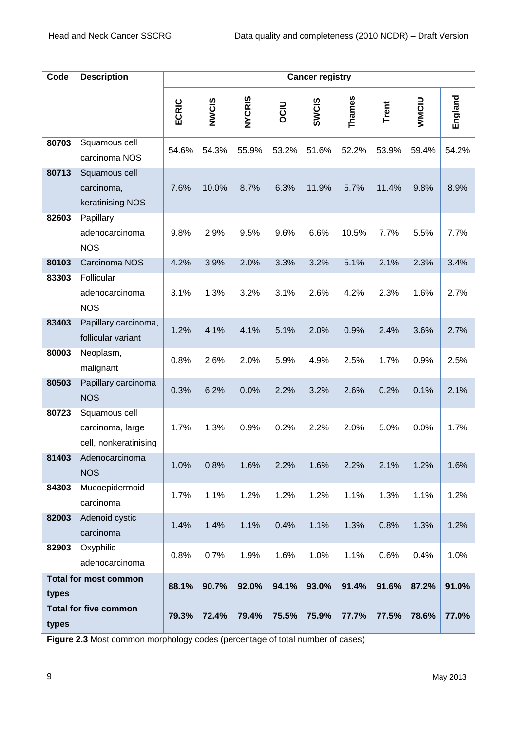| Code | Description | Cancer registry | | | | | | | | |
|---|---|---|---|---|---|---|---|---|---|---|
| | | ECRIC | NWCIS | NYCRIS | OCIU | SWCIS | Thames | Trent | WMCIU | England |
| 80703 | Squamous cell carcinoma NOS | 54.6% | 54.3% | 55.9% | 53.2% | 51.6% | 52.2% | 53.9% | 59.4% | 54.2% |
| 80713 | Squamous cell carcinoma, keratinising NOS | 7.6% | 10.0% | 8.7% | 6.3% | 11.9% | 5.7% | 11.4% | 9.8% | 8.9% |
| 82603 | Papillary adenocarcinoma NOS | 9.8% | 2.9% | 9.5% | 9.6% | 6.6% | 10.5% | 7.7% | 5.5% | 7.7% |
| 80103 | Carcinoma NOS | 4.2% | 3.9% | 2.0% | 3.3% | 3.2% | 5.1% | 2.1% | 2.3% | 3.4% |
| 83303 | Follicular adenocarcinoma NOS | 3.1% | 1.3% | 3.2% | 3.1% | 2.6% | 4.2% | 2.3% | 1.6% | 2.7% |
| 83403 | Papillary carcinoma, follicular variant | 1.2% | 4.1% | 4.1% | 5.1% | 2.0% | 0.9% | 2.4% | 3.6% | 2.7% |
| 80003 | Neoplasm, malignant | 0.8% | 2.6% | 2.0% | 5.9% | 4.9% | 2.5% | 1.7% | 0.9% | 2.5% |
| 80503 | Papillary carcinoma NOS | 0.3% | 6.2% | 0.0% | 2.2% | 3.2% | 2.6% | 0.2% | 0.1% | 2.1% |
| 80723 | Squamous cell carcinoma, large cell, nonkeratinising | 1.7% | 1.3% | 0.9% | 0.2% | 2.2% | 2.0% | 5.0% | 0.0% | 1.7% |
| 81403 | Adenocarcinoma NOS | 1.0% | 0.8% | 1.6% | 2.2% | 1.6% | 2.2% | 2.1% | 1.2% | 1.6% |
| 84303 | Mucoepidermoid carcinoma | 1.7% | 1.1% | 1.2% | 1.2% | 1.2% | 1.1% | 1.3% | 1.1% | 1.2% |
| 82003 | Adenoid cystic carcinoma | 1.4% | 1.4% | 1.1% | 0.4% | 1.1% | 1.3% | 0.8% | 1.3% | 1.2% |
| 82903 | Oxyphilic adenocarcinoma | 0.8% | 0.7% | 1.9% | 1.6% | 1.0% | 1.1% | 0.6% | 0.4% | 1.0% |
| **Total for most common types** | | **88.1%** | **90.7%** | **92.0%** | **94.1%** | **93.0%** | **91.4%** | **91.6%** | **87.2%** | **91.0%** |
| **Total for five common types** | | **79.3%** | **72.4%** | **79.4%** | **75.5%** | **75.9%** | **77.7%** | **77.5%** | **78.6%** | **77.0%** |

**Figure 2.3** Most common morphology codes (percentage of total number of cases)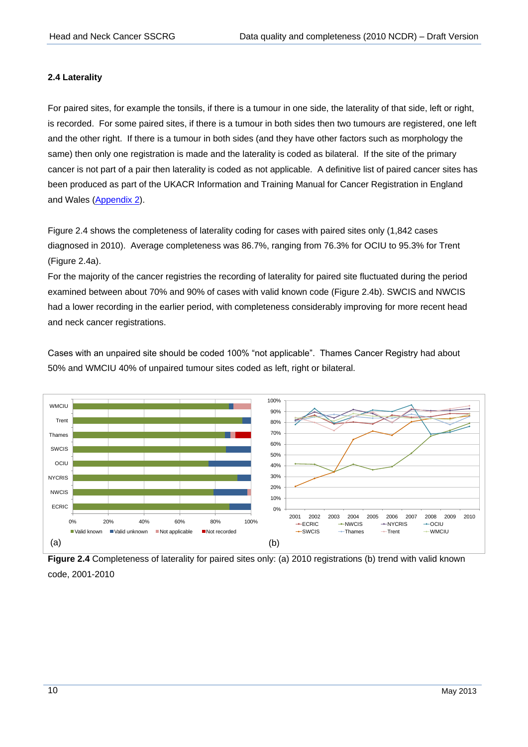### 2.4 Laterality

For paired sites, for example the tonsils, if there is a tumour in one side, the laterality of that side, left or right, is recorded. For some paired sites, if there is a tumour in both sides then two tumours are registered, one left and the other right. If there is a tumour in both sides (and they have other factors such as morphology the same) then only one registration is made and the laterality is coded as bilateral. If the site of the primary cancer is not part of a pair then laterality is coded as not applicable. A definitive list of paired cancer sites has been produced as part of the UKACR Information and Training Manual for Cancer Registration in England and Wales (Appendix 2).

Figure 2.4 shows the completeness of laterality coding for cases with paired sites only (1,842 cases diagnosed in 2010). Average completeness was 86.7%, ranging from 76.3% for OCIU to 95.3% for Trent (Figure 2.4a).

For the majority of the cancer registries the recording of laterality for paired site fluctuated during the period examined between about 70% and 90% of cases with valid known code (Figure 2.4b). SWCIS and NWCIS had a lower recording in the earlier period, with completeness considerably improving for more recent head and neck cancer registrations.

Cases with an unpaired site should be coded 100% "not applicable". Thames Cancer Registry had about 50% and WMCIU 40% of unpaired tumour sites coded as left, right or bilateral.

**Figure 2.4** Completeness of laterality for paired sites only: (a) 2010 registrations (b) trend with valid known code, 2001-2010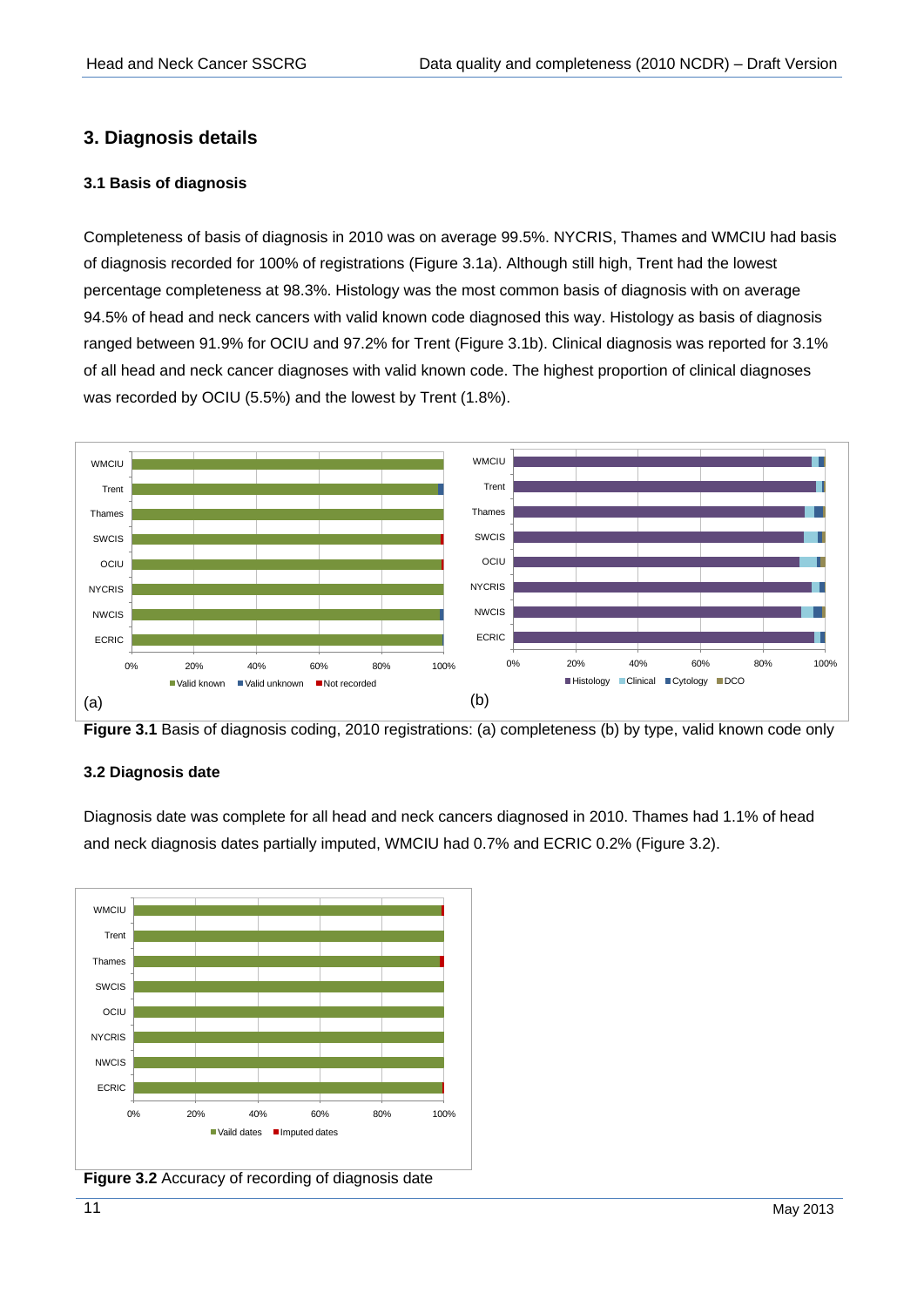# 3. Diagnosis details

## 3.1 Basis of diagnosis

Completeness of basis of diagnosis in 2010 was on average 99.5%. NYCRIS, Thames and WMCIU had basis of diagnosis recorded for 100% of registrations (Figure 3.1a). Although still high, Trent had the lowest percentage completeness at 98.3%. Histology was the most common basis of diagnosis with on average 94.5% of head and neck cancers with valid known code diagnosed this way. Histology as basis of diagnosis ranged between 91.9% for OCIU and 97.2% for Trent (Figure 3.1b). Clinical diagnosis was reported for 3.1% of all head and neck cancer diagnoses with valid known code. The highest proportion of clinical diagnoses was recorded by OCIU (5.5%) and the lowest by Trent (1.8%).

**Figure 3.1** Basis of diagnosis coding, 2010 registrations: (a) completeness (b) by type, valid known code only

## 3.2 Diagnosis date

Diagnosis date was complete for all head and neck cancers diagnosed in 2010. Thames had 1.1% of head and neck diagnosis dates partially imputed, WMCIU had 0.7% and ECRIC 0.2% (Figure 3.2).

**Figure 3.2** Accuracy of recording of diagnosis date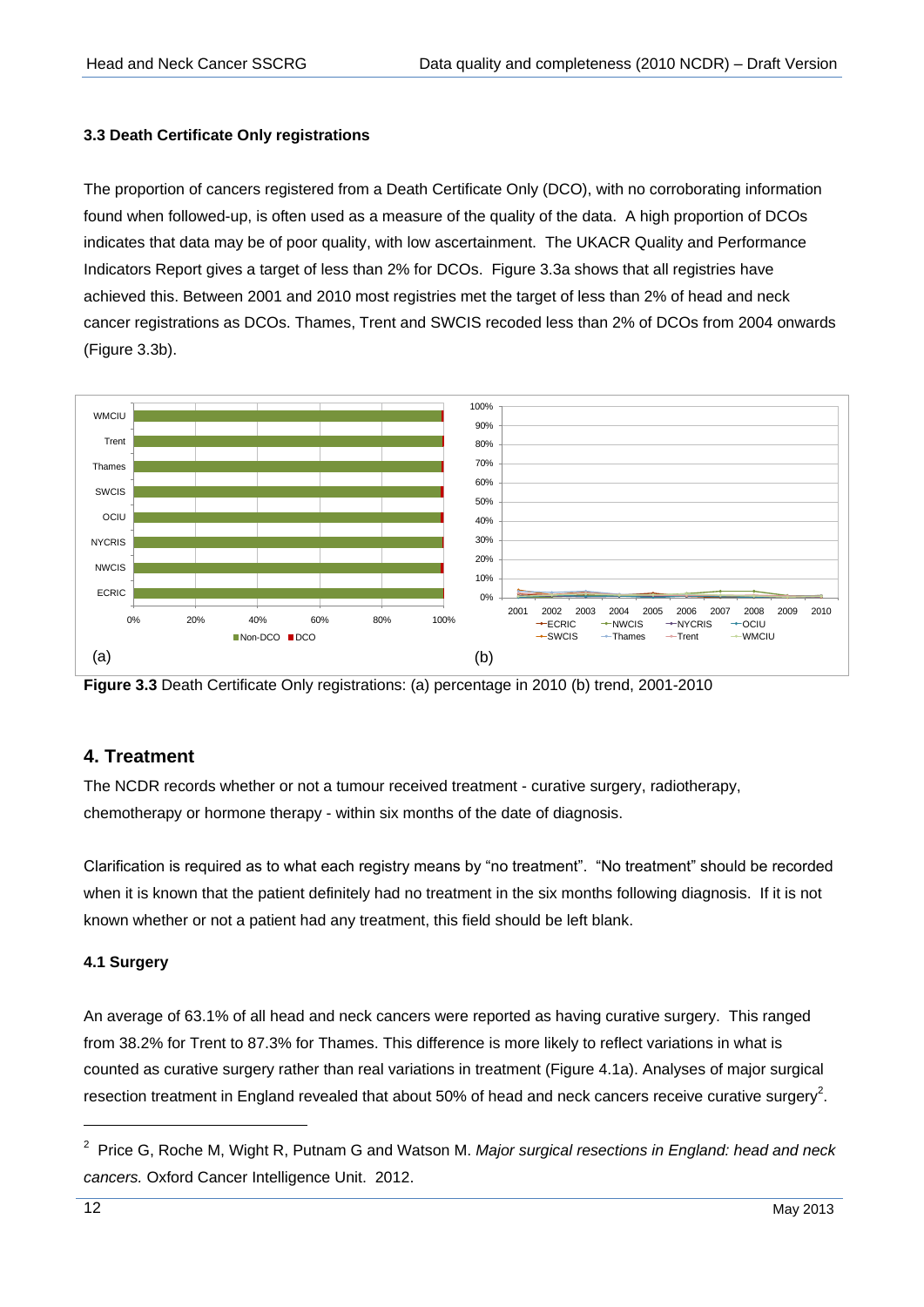### 3.3 Death Certificate Only registrations

The proportion of cancers registered from a Death Certificate Only (DCO), with no corroborating information found when followed-up, is often used as a measure of the quality of the data. A high proportion of DCOs indicates that data may be of poor quality, with low ascertainment. The UKACR Quality and Performance Indicators Report gives a target of less than 2% for DCOs. Figure 3.3a shows that all registries have achieved this. Between 2001 and 2010 most registries met the target of less than 2% of head and neck cancer registrations as DCOs. Thames, Trent and SWCIS recoded less than 2% of DCOs from 2004 onwards (Figure 3.3b).

**Figure 3.3** Death Certificate Only registrations: (a) percentage in 2010 (b) trend, 2001-2010

## 4. Treatment

The NCDR records whether or not a tumour received treatment - curative surgery, radiotherapy, chemotherapy or hormone therapy - within six months of the date of diagnosis.

Clarification is required as to what each registry means by "no treatment". "No treatment" should be recorded when it is known that the patient definitely had no treatment in the six months following diagnosis. If it is not known whether or not a patient had any treatment, this field should be left blank.

### 4.1 Surgery

An average of 63.1% of all head and neck cancers were reported as having curative surgery. This ranged from 38.2% for Trent to 87.3% for Thames. This difference is more likely to reflect variations in what is counted as curative surgery rather than real variations in treatment (Figure 4.1a). Analyses of major surgical resection treatment in England revealed that about 50% of head and neck cancers receive curative surgery[2].

[2] Price G, Roche M, Wight R, Putnam G and Watson M. *Major surgical resections in England: head and neck cancers.* Oxford Cancer Intelligence Unit. 2012.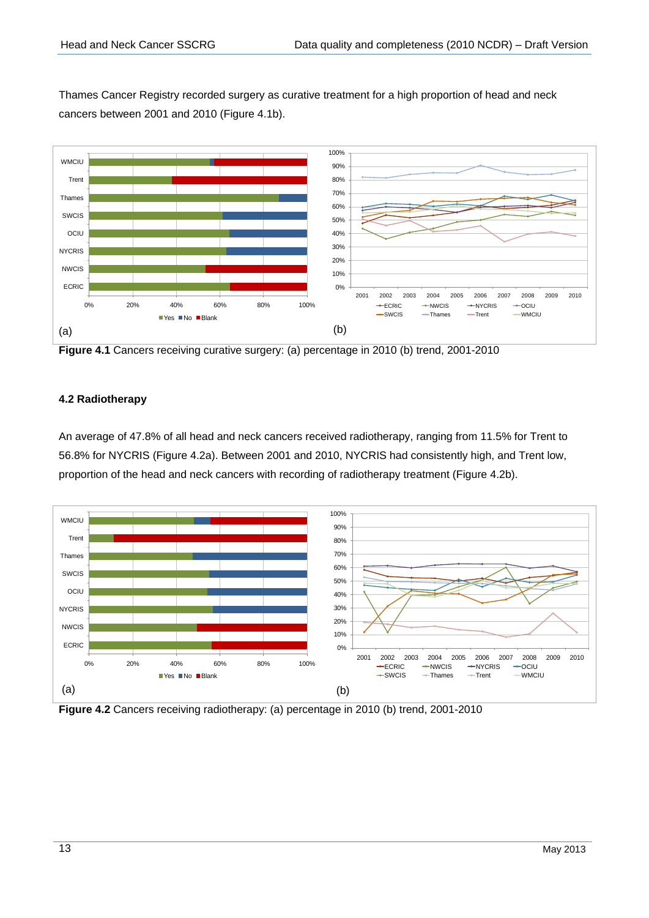Thames Cancer Registry recorded surgery as curative treatment for a high proportion of head and neck cancers between 2001 and 2010 (Figure 4.1b).

**Figure 4.1** Cancers receiving curative surgery: (a) percentage in 2010 (b) trend, 2001-2010

### 4.2 Radiotherapy

An average of 47.8% of all head and neck cancers received radiotherapy, ranging from 11.5% for Trent to 56.8% for NYCRIS (Figure 4.2a). Between 2001 and 2010, NYCRIS had consistently high, and Trent low, proportion of the head and neck cancers with recording of radiotherapy treatment (Figure 4.2b).

**Figure 4.2** Cancers receiving radiotherapy: (a) percentage in 2010 (b) trend, 2001-2010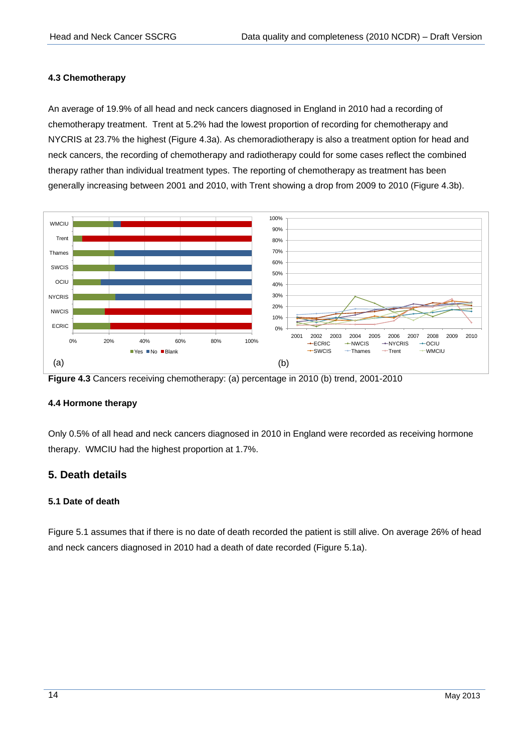### 4.3 Chemotherapy

An average of 19.9% of all head and neck cancers diagnosed in England in 2010 had a recording of chemotherapy treatment. Trent at 5.2% had the lowest proportion of recording for chemotherapy and NYCRIS at 23.7% the highest (Figure 4.3a). As chemoradiotherapy is also a treatment option for head and neck cancers, the recording of chemotherapy and radiotherapy could for some cases reflect the combined therapy rather than individual treatment types. The reporting of chemotherapy as treatment has been generally increasing between 2001 and 2010, with Trent showing a drop from 2009 to 2010 (Figure 4.3b).

**Figure 4.3** Cancers receiving chemotherapy: (a) percentage in 2010 (b) trend, 2001-2010

### 4.4 Hormone therapy

Only 0.5% of all head and neck cancers diagnosed in 2010 in England were recorded as receiving hormone therapy. WMCIU had the highest proportion at 1.7%.

## 5. Death details

### 5.1 Date of death

Figure 5.1 assumes that if there is no date of death recorded the patient is still alive. On average 26% of head and neck cancers diagnosed in 2010 had a death of date recorded (Figure 5.1a).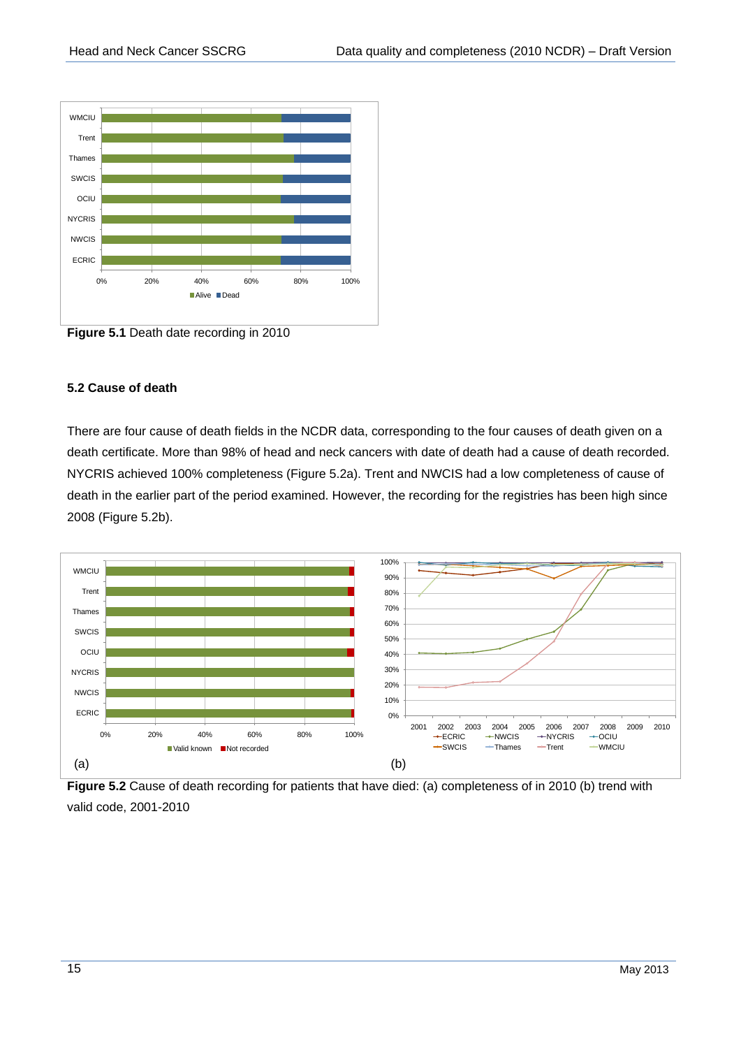**Figure 5.1** Death date recording in 2010

### 5.2 Cause of death

There are four cause of death fields in the NCDR data, corresponding to the four causes of death given on a death certificate. More than 98% of head and neck cancers with date of death had a cause of death recorded. NYCRIS achieved 100% completeness (Figure 5.2a). Trent and NWCIS had a low completeness of cause of death in the earlier part of the period examined. However, the recording for the registries has been high since 2008 (Figure 5.2b).

**Figure 5.2** Cause of death recording for patients that have died: (a) completeness of in 2010 (b) trend with valid code, 2001-2010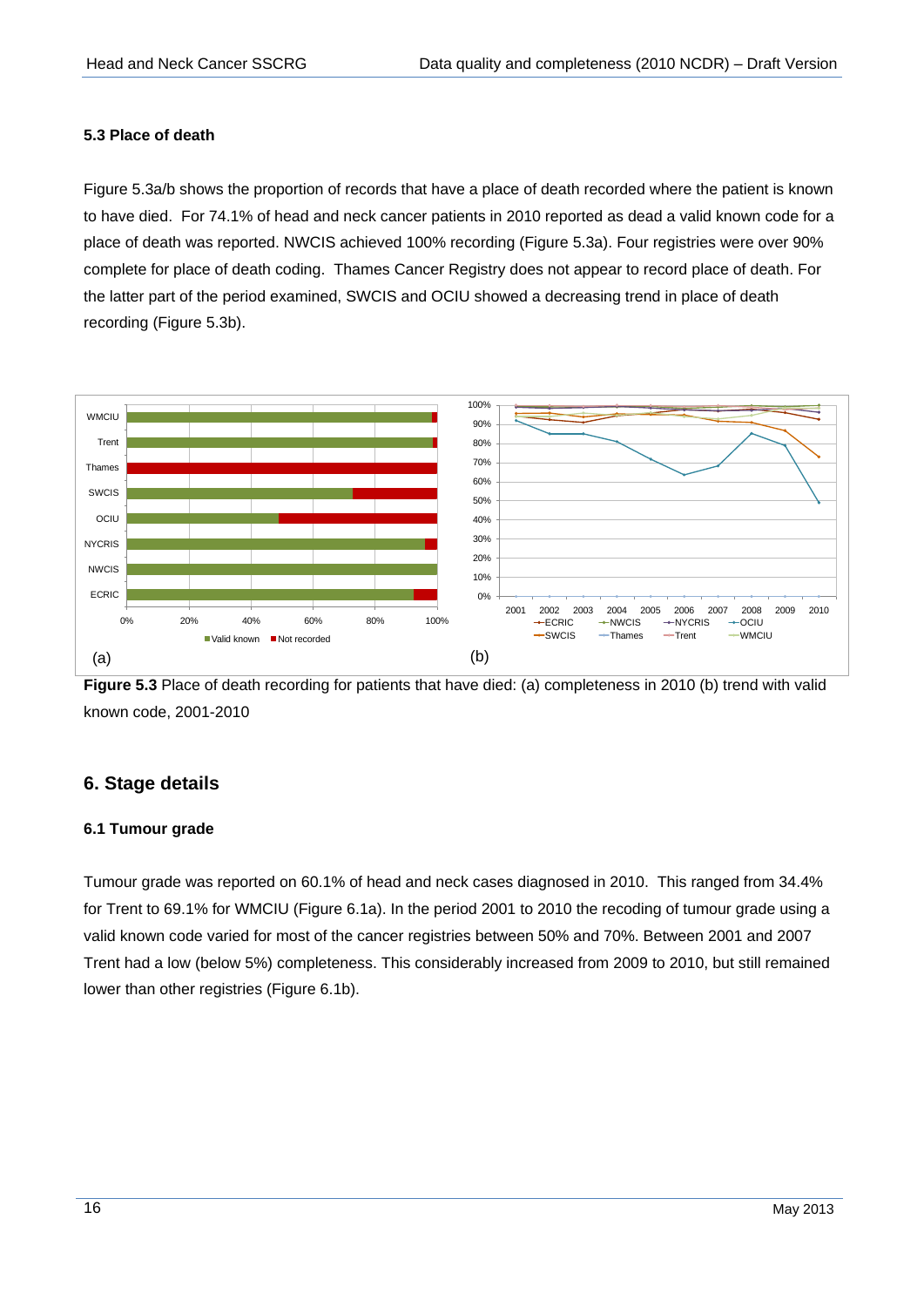### 5.3 Place of death

Figure 5.3a/b shows the proportion of records that have a place of death recorded where the patient is known to have died. For 74.1% of head and neck cancer patients in 2010 reported as dead a valid known code for a place of death was reported. NWCIS achieved 100% recording (Figure 5.3a). Four registries were over 90% complete for place of death coding. Thames Cancer Registry does not appear to record place of death. For the latter part of the period examined, SWCIS and OCIU showed a decreasing trend in place of death recording (Figure 5.3b).

**Figure 5.3** Place of death recording for patients that have died: (a) completeness in 2010 (b) trend with valid known code, 2001-2010

## 6. Stage details

### 6.1 Tumour grade

Tumour grade was reported on 60.1% of head and neck cases diagnosed in 2010. This ranged from 34.4% for Trent to 69.1% for WMCIU (Figure 6.1a). In the period 2001 to 2010 the recoding of tumour grade using a valid known code varied for most of the cancer registries between 50% and 70%. Between 2001 and 2007 Trent had a low (below 5%) completeness. This considerably increased from 2009 to 2010, but still remained lower than other registries (Figure 6.1b).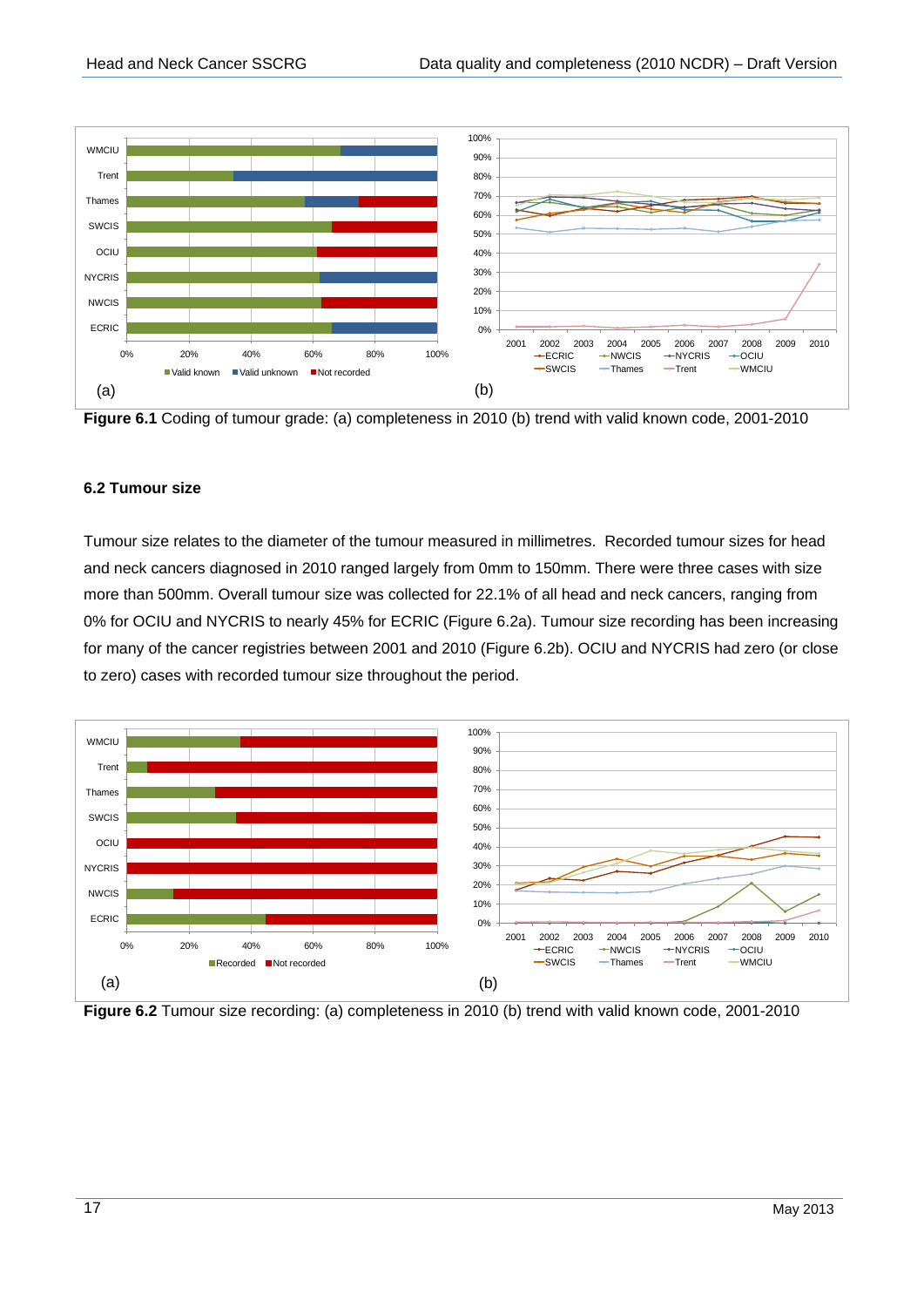**Figure 6.1** Coding of tumour grade: (a) completeness in 2010 (b) trend with valid known code, 2001-2010

### 6.2 Tumour size

Tumour size relates to the diameter of the tumour measured in millimetres. Recorded tumour sizes for head and neck cancers diagnosed in 2010 ranged largely from 0mm to 150mm. There were three cases with size more than 500mm. Overall tumour size was collected for 22.1% of all head and neck cancers, ranging from 0% for OCIU and NYCRIS to nearly 45% for ECRIC (Figure 6.2a). Tumour size recording has been increasing for many of the cancer registries between 2001 and 2010 (Figure 6.2b). OCIU and NYCRIS had zero (or close to zero) cases with recorded tumour size throughout the period.

**Figure 6.2** Tumour size recording: (a) completeness in 2010 (b) trend with valid known code, 2001-2010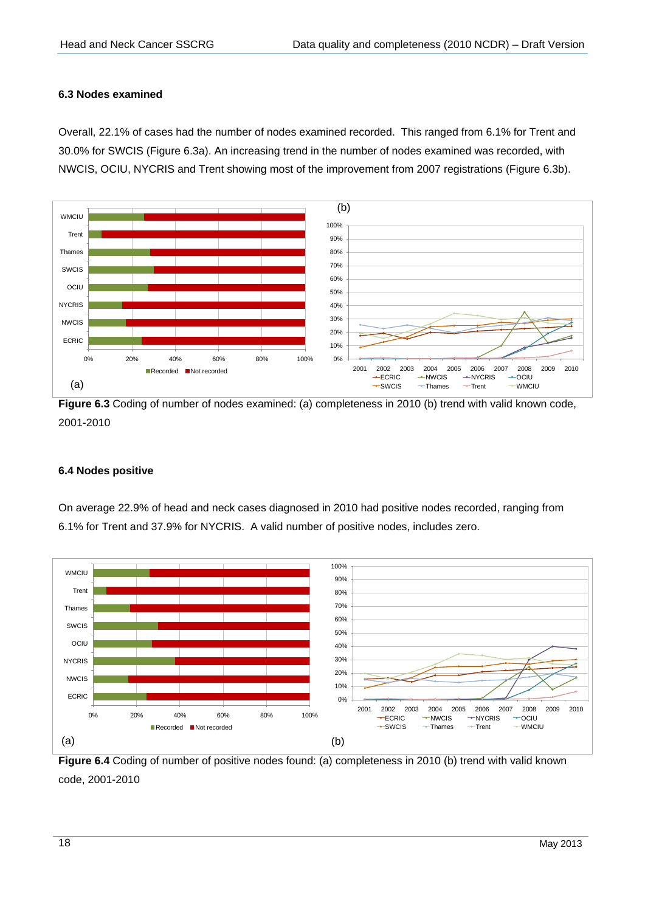### 6.3 Nodes examined

Overall, 22.1% of cases had the number of nodes examined recorded. This ranged from 6.1% for Trent and 30.0% for SWCIS (Figure 6.3a). An increasing trend in the number of nodes examined was recorded, with NWCIS, OCIU, NYCRIS and Trent showing most of the improvement from 2007 registrations (Figure 6.3b).

**Figure 6.3** Coding of number of nodes examined: (a) completeness in 2010 (b) trend with valid known code, 2001-2010

### 6.4 Nodes positive

On average 22.9% of head and neck cases diagnosed in 2010 had positive nodes recorded, ranging from 6.1% for Trent and 37.9% for NYCRIS. A valid number of positive nodes, includes zero.

**Figure 6.4** Coding of number of positive nodes found: (a) completeness in 2010 (b) trend with valid known code, 2001-2010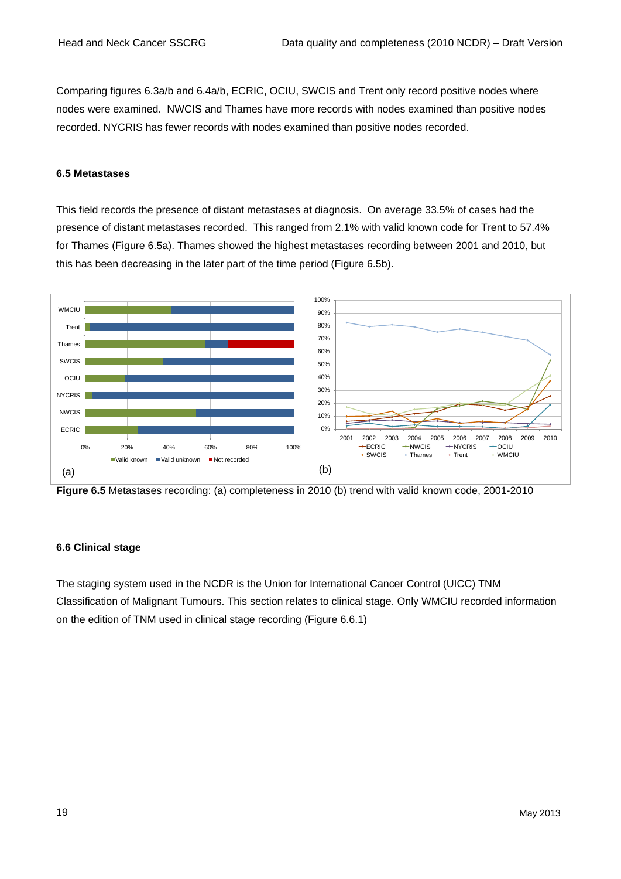Comparing figures 6.3a/b and 6.4a/b, ECRIC, OCIU, SWCIS and Trent only record positive nodes where nodes were examined. NWCIS and Thames have more records with nodes examined than positive nodes recorded. NYCRIS has fewer records with nodes examined than positive nodes recorded.

### 6.5 Metastases

This field records the presence of distant metastases at diagnosis. On average 33.5% of cases had the presence of distant metastases recorded. This ranged from 2.1% with valid known code for Trent to 57.4% for Thames (Figure 6.5a). Thames showed the highest metastases recording between 2001 and 2010, but this has been decreasing in the later part of the time period (Figure 6.5b).

**Figure 6.5** Metastases recording: (a) completeness in 2010 (b) trend with valid known code, 2001-2010

### 6.6 Clinical stage

The staging system used in the NCDR is the Union for International Cancer Control (UICC) TNM Classification of Malignant Tumours. This section relates to clinical stage. Only WMCIU recorded information on the edition of TNM used in clinical stage recording (Figure 6.6.1)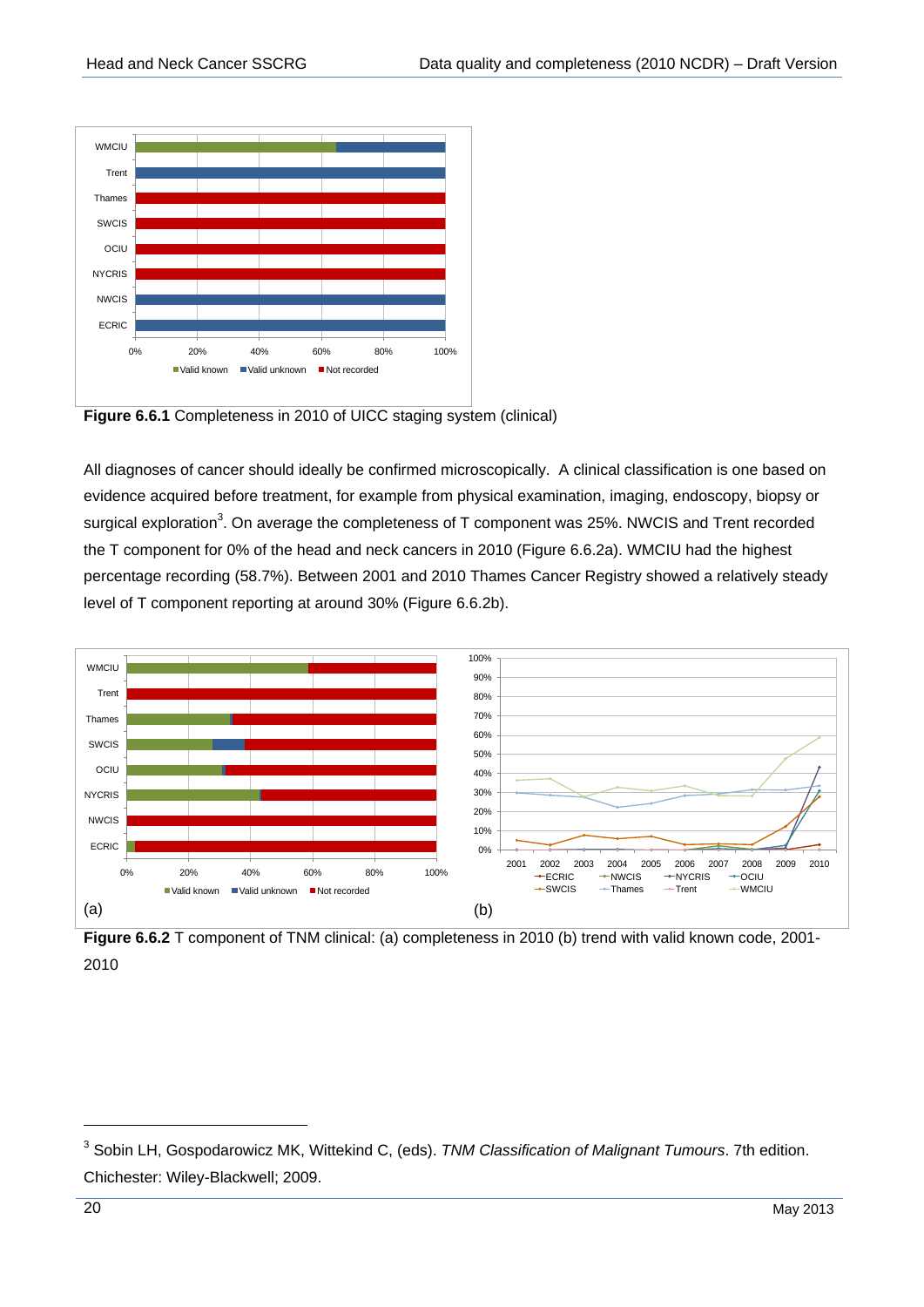**Figure 6.6.1** Completeness in 2010 of UICC staging system (clinical)

All diagnoses of cancer should ideally be confirmed microscopically. A clinical classification is one based on evidence acquired before treatment, for example from physical examination, imaging, endoscopy, biopsy or surgical exploration[3]. On average the completeness of T component was 25%. NWCIS and Trent recorded the T component for 0% of the head and neck cancers in 2010 (Figure 6.6.2a). WMCIU had the highest percentage recording (58.7%). Between 2001 and 2010 Thames Cancer Registry showed a relatively steady level of T component reporting at around 30% (Figure 6.6.2b).

**Figure 6.6.2** T component of TNM clinical: (a) completeness in 2010 (b) trend with valid known code, 2001-2010

[3] Sobin LH, Gospodarowicz MK, Wittekind C, (eds). *TNM Classification of Malignant Tumours*. 7th edition. Chichester: Wiley-Blackwell; 2009.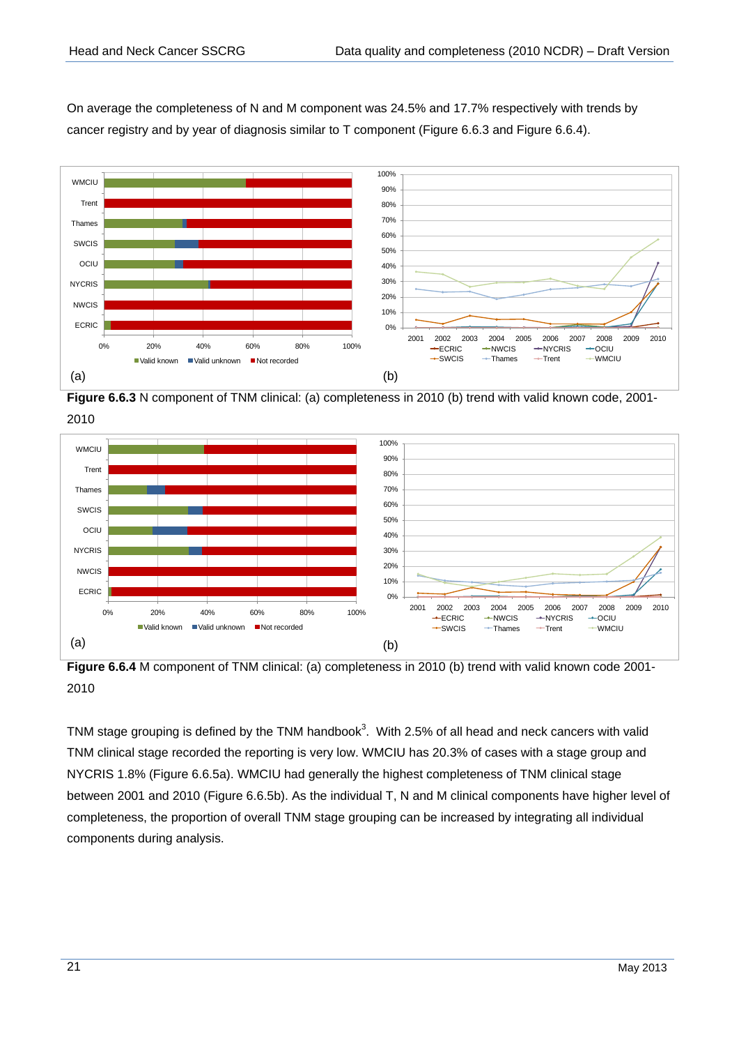On average the completeness of N and M component was 24.5% and 17.7% respectively with trends by cancer registry and by year of diagnosis similar to T component (Figure 6.6.3 and Figure 6.6.4).

**Figure 6.6.3** N component of TNM clinical: (a) completeness in 2010 (b) trend with valid known code, 2001-2010

**Figure 6.6.4** M component of TNM clinical: (a) completeness in 2010 (b) trend with valid known code 2001-2010

TNM stage grouping is defined by the TNM handbook[3]. With 2.5% of all head and neck cancers with valid TNM clinical stage recorded the reporting is very low. WMCIU has 20.3% of cases with a stage group and NYCRIS 1.8% (Figure 6.6.5a). WMCIU had generally the highest completeness of TNM clinical stage between 2001 and 2010 (Figure 6.6.5b). As the individual T, N and M clinical components have higher level of completeness, the proportion of overall TNM stage grouping can be increased by integrating all individual components during analysis.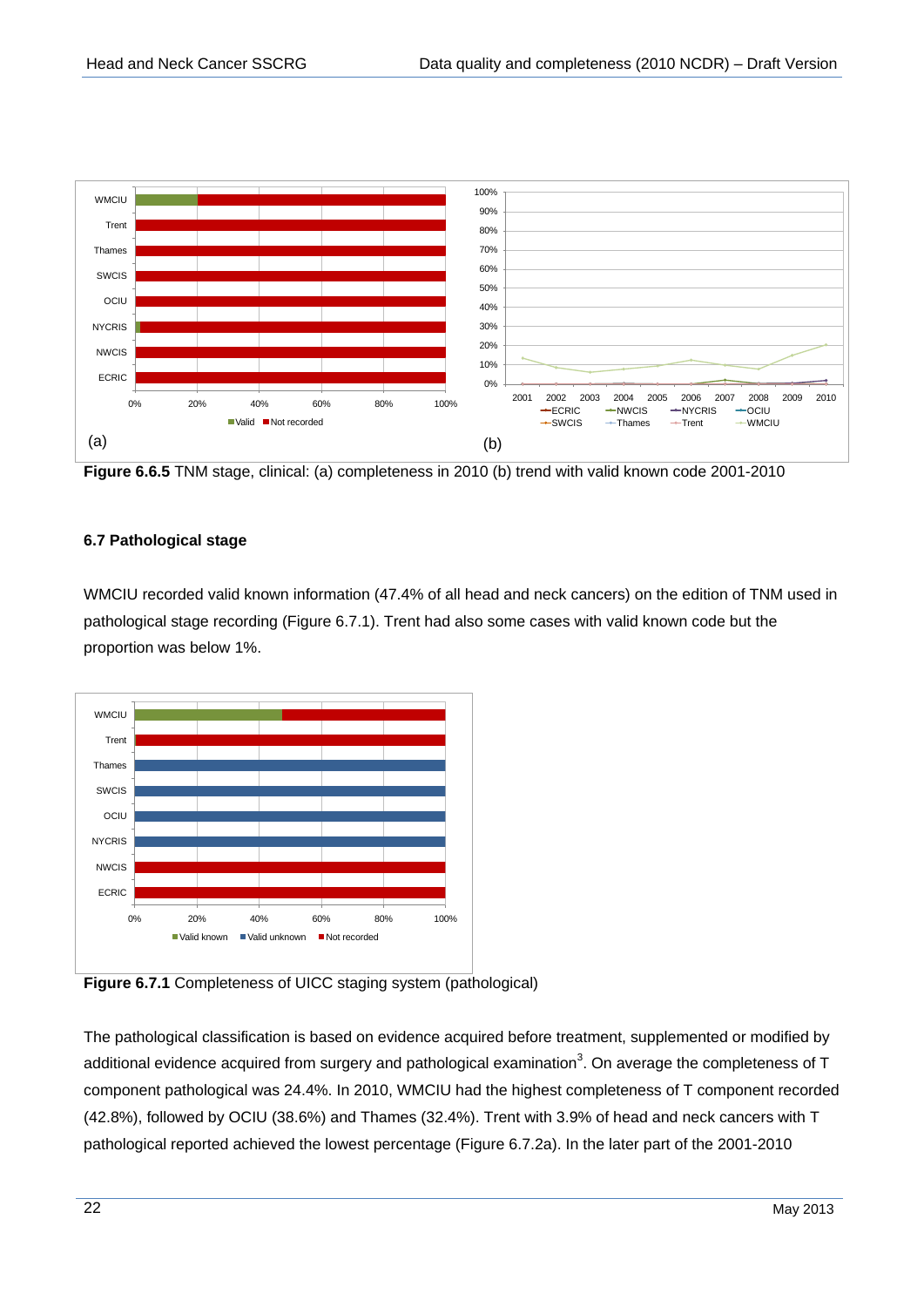**Figure 6.6.5** TNM stage, clinical: (a) completeness in 2010 (b) trend with valid known code 2001-2010

### 6.7 Pathological stage

WMCIU recorded valid known information (47.4% of all head and neck cancers) on the edition of TNM used in pathological stage recording (Figure 6.7.1). Trent had also some cases with valid known code but the proportion was below 1%.

**Figure 6.7.1** Completeness of UICC staging system (pathological)

The pathological classification is based on evidence acquired before treatment, supplemented or modified by additional evidence acquired from surgery and pathological examination[3]. On average the completeness of T component pathological was 24.4%. In 2010, WMCIU had the highest completeness of T component recorded (42.8%), followed by OCIU (38.6%) and Thames (32.4%). Trent with 3.9% of head and neck cancers with T pathological reported achieved the lowest percentage (Figure 6.7.2a). In the later part of the 2001-2010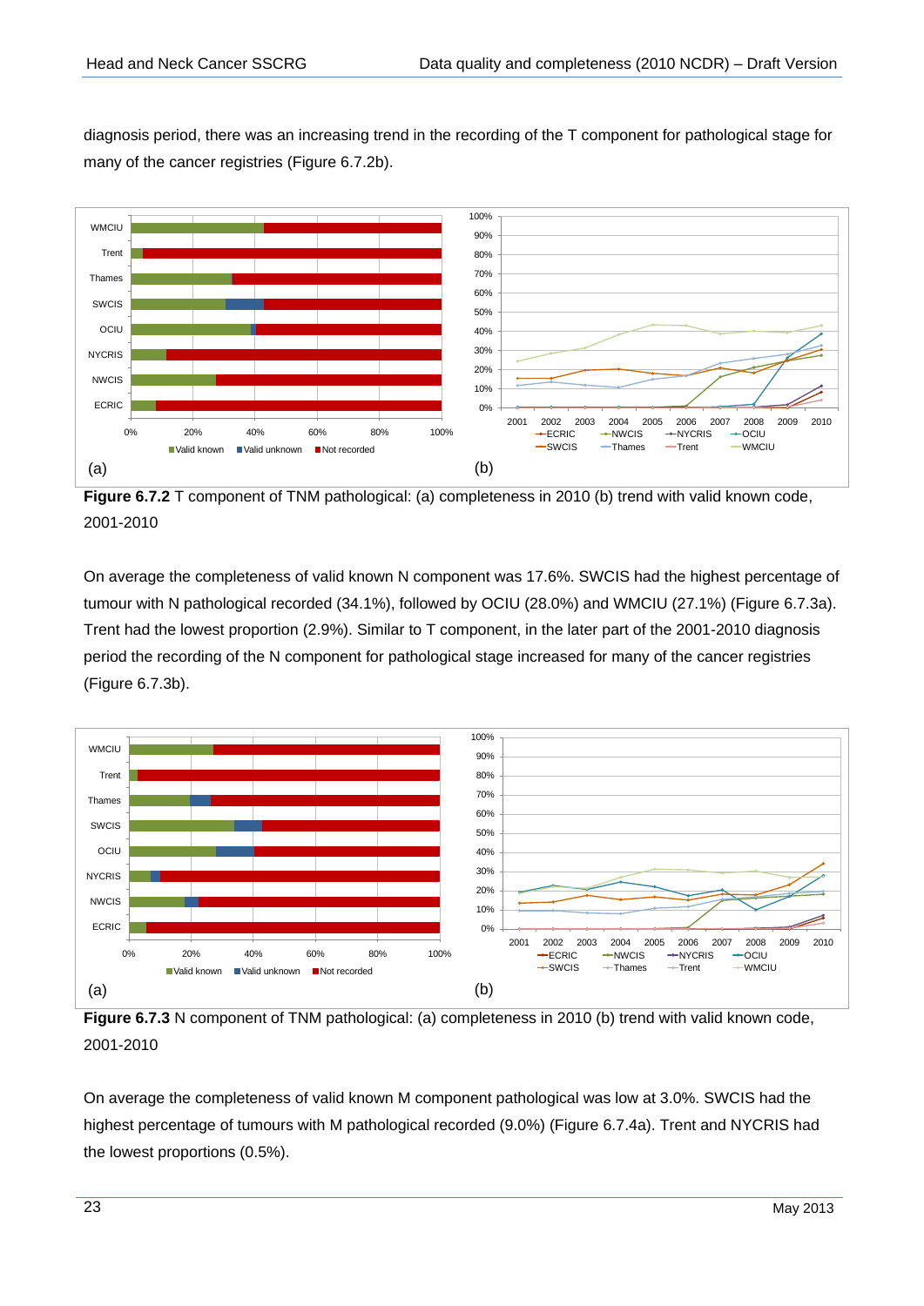diagnosis period, there was an increasing trend in the recording of the T component for pathological stage for many of the cancer registries (Figure 6.7.2b).

**Figure 6.7.2** T component of TNM pathological: (a) completeness in 2010 (b) trend with valid known code, 2001-2010

On average the completeness of valid known N component was 17.6%. SWCIS had the highest percentage of tumour with N pathological recorded (34.1%), followed by OCIU (28.0%) and WMCIU (27.1%) (Figure 6.7.3a). Trent had the lowest proportion (2.9%). Similar to T component, in the later part of the 2001-2010 diagnosis period the recording of the N component for pathological stage increased for many of the cancer registries (Figure 6.7.3b).

**Figure 6.7.3** N component of TNM pathological: (a) completeness in 2010 (b) trend with valid known code, 2001-2010

On average the completeness of valid known M component pathological was low at 3.0%. SWCIS had the highest percentage of tumours with M pathological recorded (9.0%) (Figure 6.7.4a). Trent and NYCRIS had the lowest proportions (0.5%).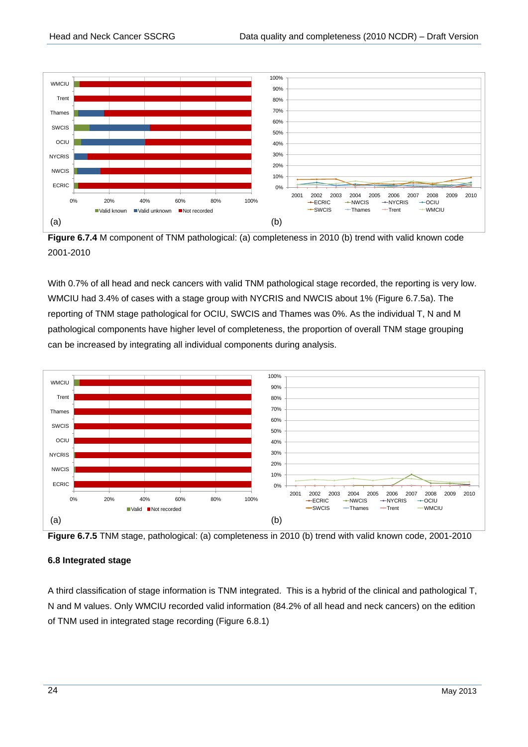**Figure 6.7.4** M component of TNM pathological: (a) completeness in 2010 (b) trend with valid known code 2001-2010

With 0.7% of all head and neck cancers with valid TNM pathological stage recorded, the reporting is very low. WMCIU had 3.4% of cases with a stage group with NYCRIS and NWCIS about 1% (Figure 6.7.5a). The reporting of TNM stage pathological for OCIU, SWCIS and Thames was 0%. As the individual T, N and M pathological components have higher level of completeness, the proportion of overall TNM stage grouping can be increased by integrating all individual components during analysis.

**Figure 6.7.5** TNM stage, pathological: (a) completeness in 2010 (b) trend with valid known code, 2001-2010

### 6.8 Integrated stage

A third classification of stage information is TNM integrated. This is a hybrid of the clinical and pathological T, N and M values. Only WMCIU recorded valid information (84.2% of all head and neck cancers) on the edition of TNM used in integrated stage recording (Figure 6.8.1)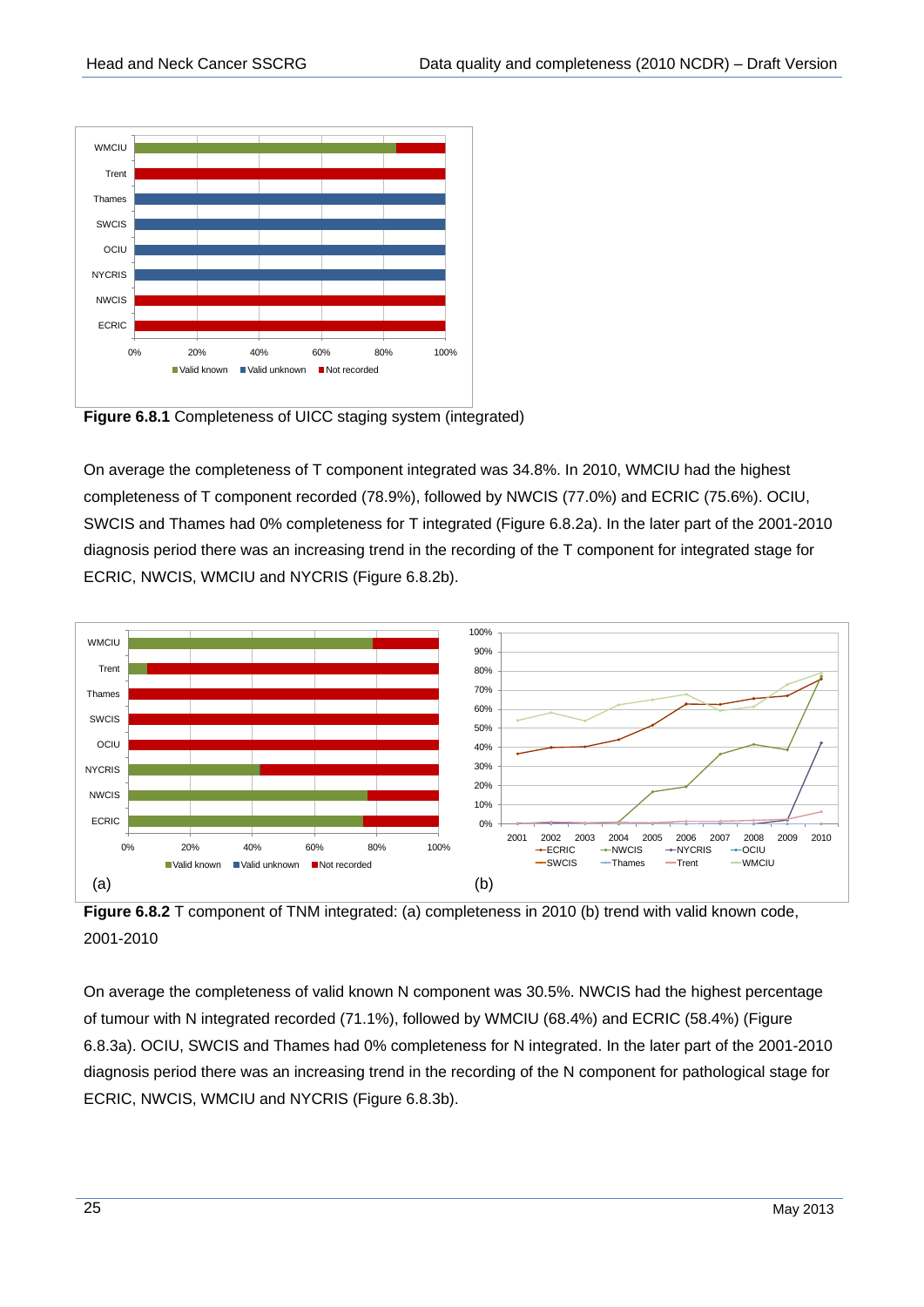**Figure 6.8.1** Completeness of UICC staging system (integrated)

On average the completeness of T component integrated was 34.8%. In 2010, WMCIU had the highest completeness of T component recorded (78.9%), followed by NWCIS (77.0%) and ECRIC (75.6%). OCIU, SWCIS and Thames had 0% completeness for T integrated (Figure 6.8.2a). In the later part of the 2001-2010 diagnosis period there was an increasing trend in the recording of the T component for integrated stage for ECRIC, NWCIS, WMCIU and NYCRIS (Figure 6.8.2b).

**Figure 6.8.2** T component of TNM integrated: (a) completeness in 2010 (b) trend with valid known code, 2001-2010

On average the completeness of valid known N component was 30.5%. NWCIS had the highest percentage of tumour with N integrated recorded (71.1%), followed by WMCIU (68.4%) and ECRIC (58.4%) (Figure 6.8.3a). OCIU, SWCIS and Thames had 0% completeness for N integrated. In the later part of the 2001-2010 diagnosis period there was an increasing trend in the recording of the N component for pathological stage for ECRIC, NWCIS, WMCIU and NYCRIS (Figure 6.8.3b).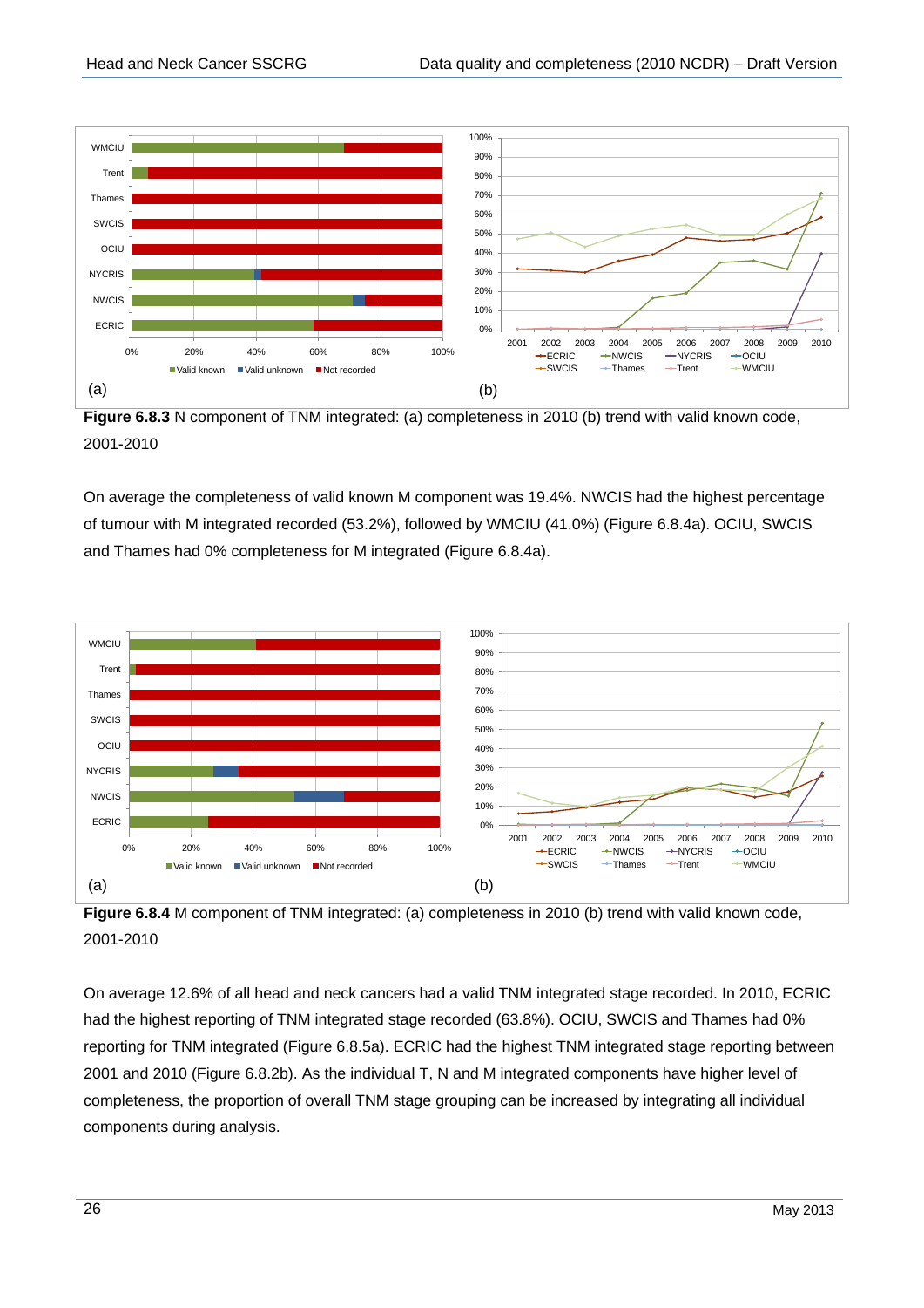**Figure 6.8.3** N component of TNM integrated: (a) completeness in 2010 (b) trend with valid known code, 2001-2010

On average the completeness of valid known M component was 19.4%. NWCIS had the highest percentage of tumour with M integrated recorded (53.2%), followed by WMCIU (41.0%) (Figure 6.8.4a). OCIU, SWCIS and Thames had 0% completeness for M integrated (Figure 6.8.4a).

**Figure 6.8.4** M component of TNM integrated: (a) completeness in 2010 (b) trend with valid known code, 2001-2010

On average 12.6% of all head and neck cancers had a valid TNM integrated stage recorded. In 2010, ECRIC had the highest reporting of TNM integrated stage recorded (63.8%). OCIU, SWCIS and Thames had 0% reporting for TNM integrated (Figure 6.8.5a). ECRIC had the highest TNM integrated stage reporting between 2001 and 2010 (Figure 6.8.2b). As the individual T, N and M integrated components have higher level of completeness, the proportion of overall TNM stage grouping can be increased by integrating all individual components during analysis.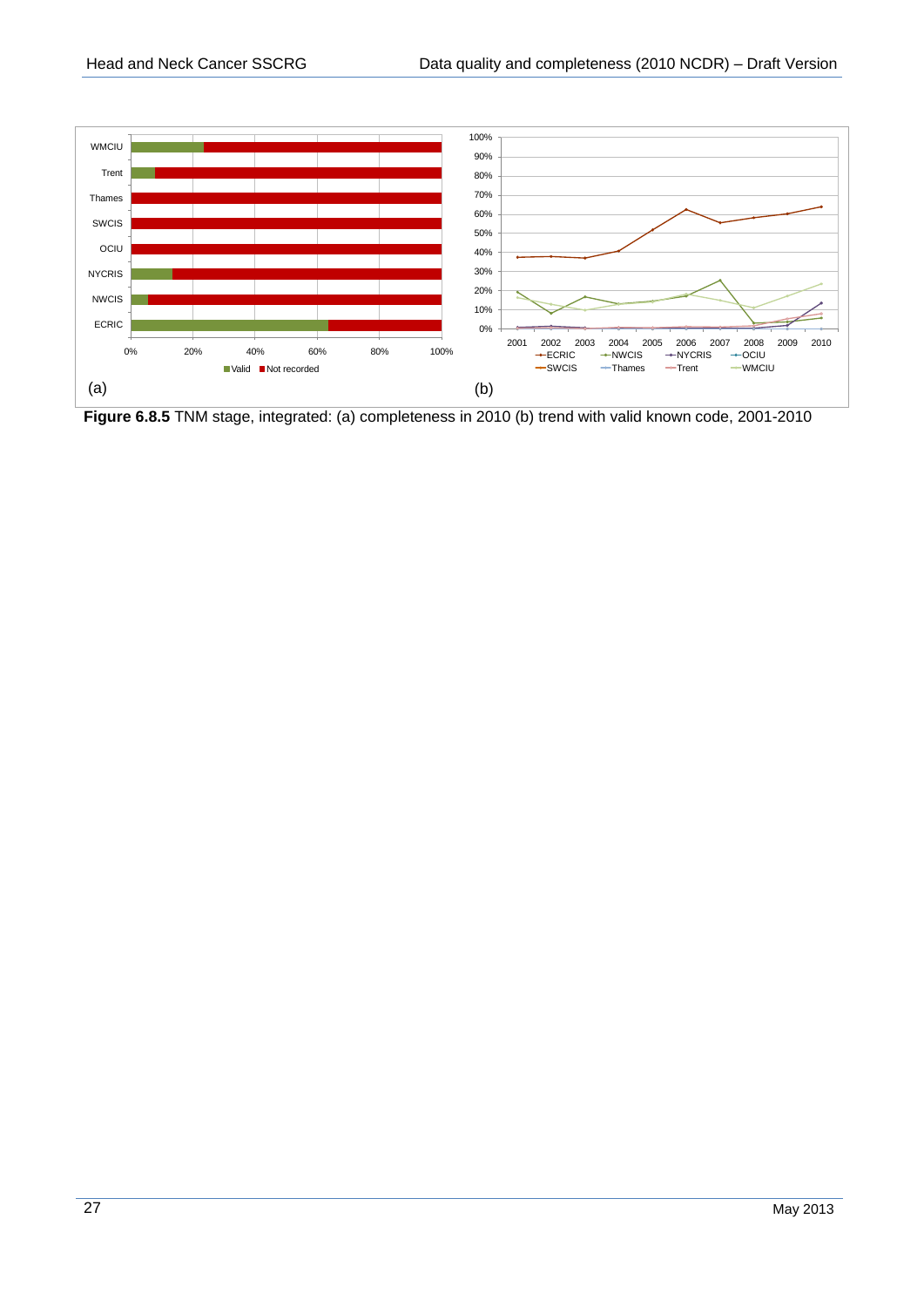**Figure 6.8.5** TNM stage, integrated: (a) completeness in 2010 (b) trend with valid known code, 2001-2010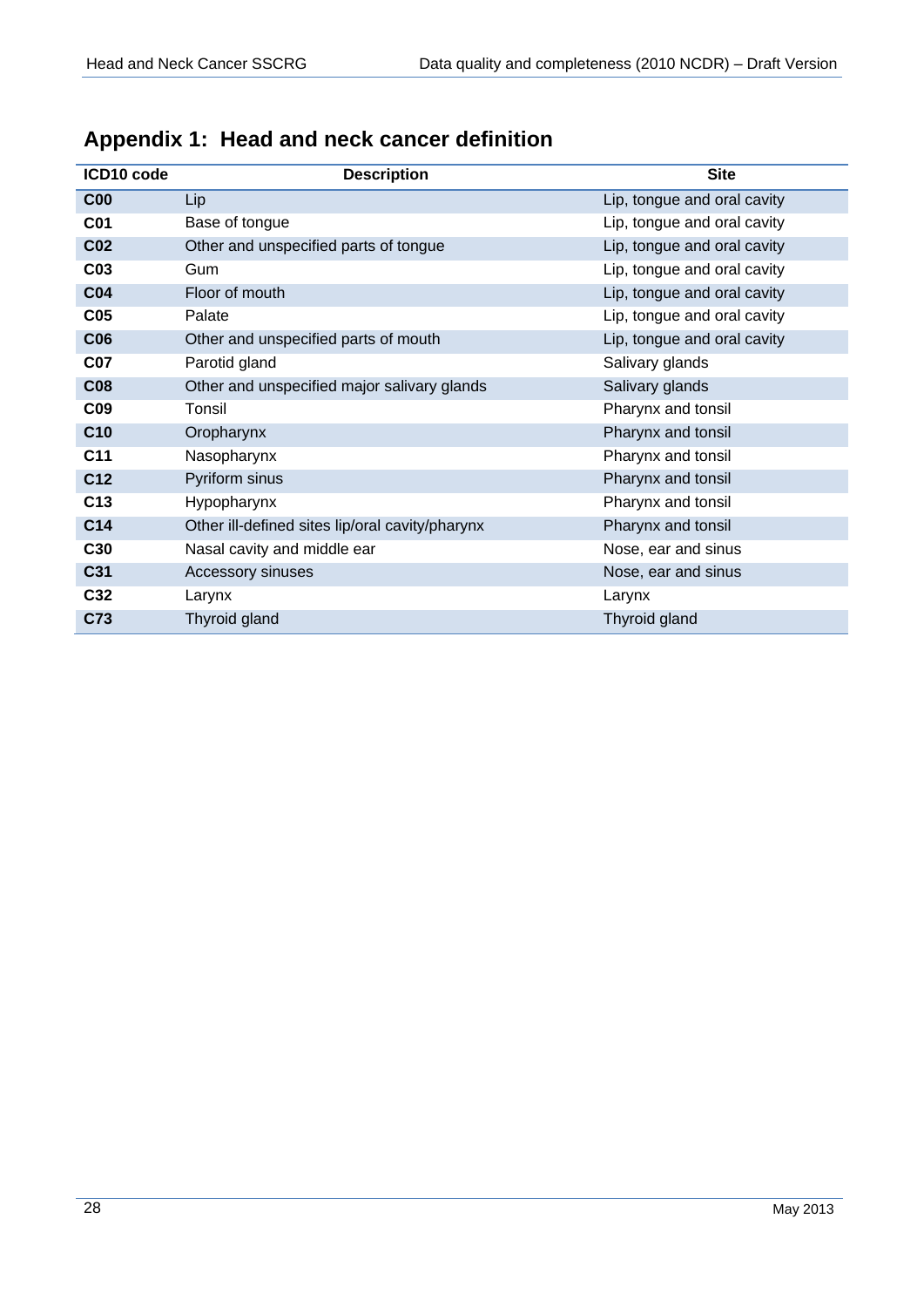# Appendix 1: Head and neck cancer definition

| ICD10 code | Description | Site |
|---|---|---|
| **C00** | Lip | Lip, tongue and oral cavity |
| **C01** | Base of tongue | Lip, tongue and oral cavity |
| **C02** | Other and unspecified parts of tongue | Lip, tongue and oral cavity |
| **C03** | Gum | Lip, tongue and oral cavity |
| **C04** | Floor of mouth | Lip, tongue and oral cavity |
| **C05** | Palate | Lip, tongue and oral cavity |
| **C06** | Other and unspecified parts of mouth | Lip, tongue and oral cavity |
| **C07** | Parotid gland | Salivary glands |
| **C08** | Other and unspecified major salivary glands | Salivary glands |
| **C09** | Tonsil | Pharynx and tonsil |
| **C10** | Oropharynx | Pharynx and tonsil |
| **C11** | Nasopharynx | Pharynx and tonsil |
| **C12** | Pyriform sinus | Pharynx and tonsil |
| **C13** | Hypopharynx | Pharynx and tonsil |
| **C14** | Other ill-defined sites lip/oral cavity/pharynx | Pharynx and tonsil |
| **C30** | Nasal cavity and middle ear | Nose, ear and sinus |
| **C31** | Accessory sinuses | Nose, ear and sinus |
| **C32** | Larynx | Larynx |
| **C73** | Thyroid gland | Thyroid gland |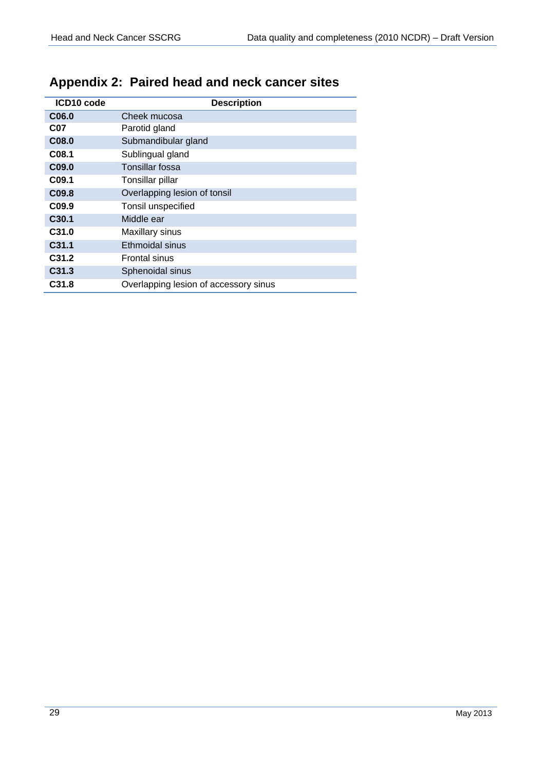## Appendix 2: Paired head and neck cancer sites

| ICD10 code | Description |
|---|---|
| **C06.0** | Cheek mucosa |
| **C07** | Parotid gland |
| **C08.0** | Submandibular gland |
| **C08.1** | Sublingual gland |
| **C09.0** | Tonsillar fossa |
| **C09.1** | Tonsillar pillar |
| **C09.8** | Overlapping lesion of tonsil |
| **C09.9** | Tonsil unspecified |
| **C30.1** | Middle ear |
| **C31.0** | Maxillary sinus |
| **C31.1** | Ethmoidal sinus |
| **C31.2** | Frontal sinus |
| **C31.3** | Sphenoidal sinus |
| **C31.8** | Overlapping lesion of accessory sinus |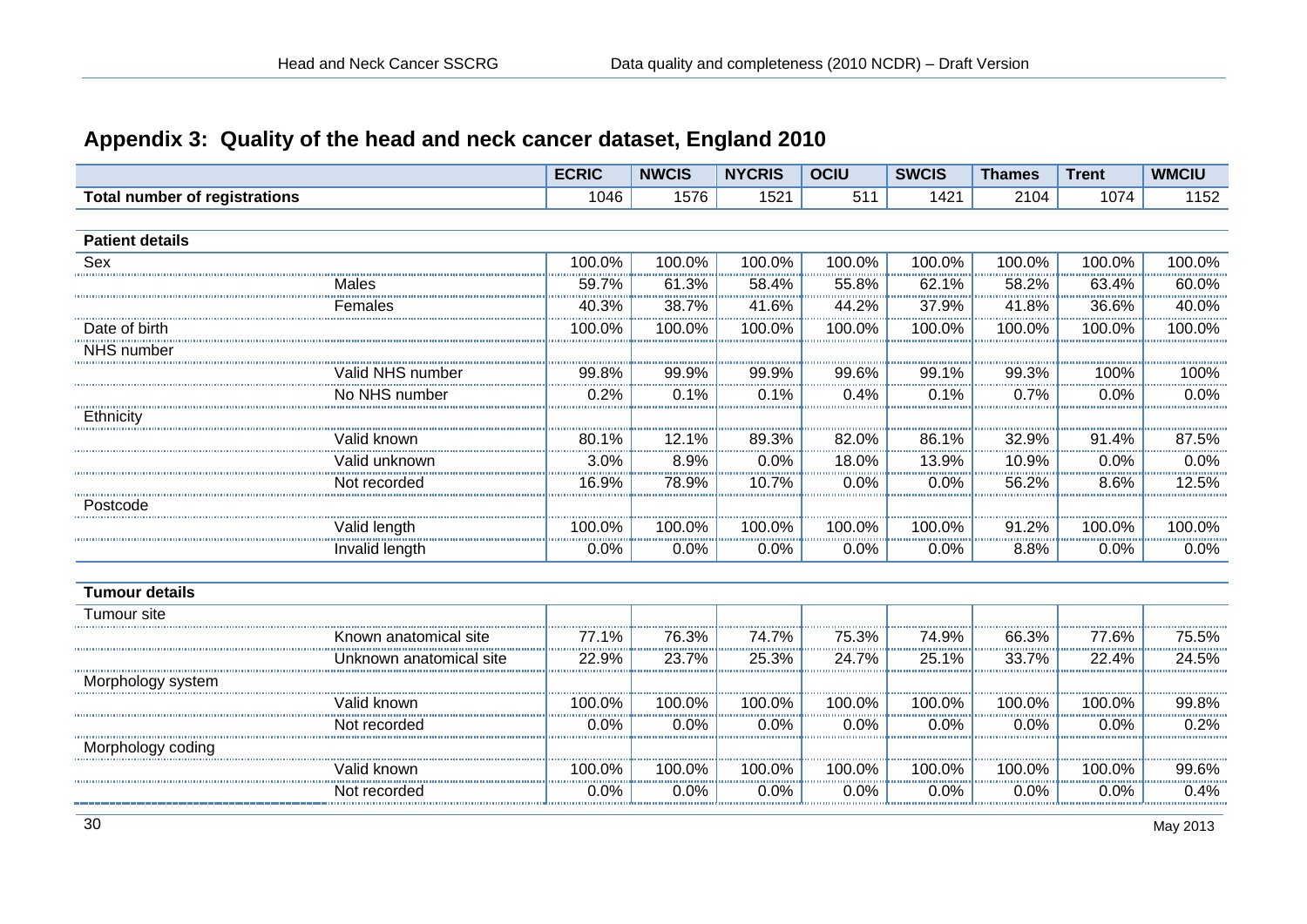## Appendix 3: Quality of the head and neck cancer dataset, England 2010

| | | ECRIC | NWCIS | NYCRIS | OCIU | SWCIS | Thames | Trent | WMCIU |
|---|---|---|---|---|---|---|---|---|---|
| **Total number of registrations** | | 1046 | 1576 | 1521 | 511 | 1421 | 2104 | 1074 | 1152 |
| **Patient details** | | | | | | | | | |
| Sex | | 100.0% | 100.0% | 100.0% | 100.0% | 100.0% | 100.0% | 100.0% | 100.0% |
| | Males | 59.7% | 61.3% | 58.4% | 55.8% | 62.1% | 58.2% | 63.4% | 60.0% |
| | Females | 40.3% | 38.7% | 41.6% | 44.2% | 37.9% | 41.8% | 36.6% | 40.0% |
| Date of birth | | 100.0% | 100.0% | 100.0% | 100.0% | 100.0% | 100.0% | 100.0% | 100.0% |
| NHS number | | | | | | | | | |
| | Valid NHS number | 99.8% | 99.9% | 99.9% | 99.6% | 99.1% | 99.3% | 100% | 100% |
| | No NHS number | 0.2% | 0.1% | 0.1% | 0.4% | 0.1% | 0.7% | 0.0% | 0.0% |
| Ethnicity | | | | | | | | | |
| | Valid known | 80.1% | 12.1% | 89.3% | 82.0% | 86.1% | 32.9% | 91.4% | 87.5% |
| | Valid unknown | 3.0% | 8.9% | 0.0% | 18.0% | 13.9% | 10.9% | 0.0% | 0.0% |
| | Not recorded | 16.9% | 78.9% | 10.7% | 0.0% | 0.0% | 56.2% | 8.6% | 12.5% |
| Postcode | | | | | | | | | |
| | Valid length | 100.0% | 100.0% | 100.0% | 100.0% | 100.0% | 91.2% | 100.0% | 100.0% |
| | Invalid length | 0.0% | 0.0% | 0.0% | 0.0% | 0.0% | 8.8% | 0.0% | 0.0% |
| **Tumour details** | | | | | | | | | |
| Tumour site | | | | | | | | | |
| | Known anatomical site | 77.1% | 76.3% | 74.7% | 75.3% | 74.9% | 66.3% | 77.6% | 75.5% |
| | Unknown anatomical site | 22.9% | 23.7% | 25.3% | 24.7% | 25.1% | 33.7% | 22.4% | 24.5% |
| Morphology system | | | | | | | | | |
| | Valid known | 100.0% | 100.0% | 100.0% | 100.0% | 100.0% | 100.0% | 100.0% | 99.8% |
| | Not recorded | 0.0% | 0.0% | 0.0% | 0.0% | 0.0% | 0.0% | 0.0% | 0.2% |
| Morphology coding | | | | | | | | | |
| | Valid known | 100.0% | 100.0% | 100.0% | 100.0% | 100.0% | 100.0% | 100.0% | 99.6% |
| | Not recorded | 0.0% | 0.0% | 0.0% | 0.0% | 0.0% | 0.0% | 0.0% | 0.4% |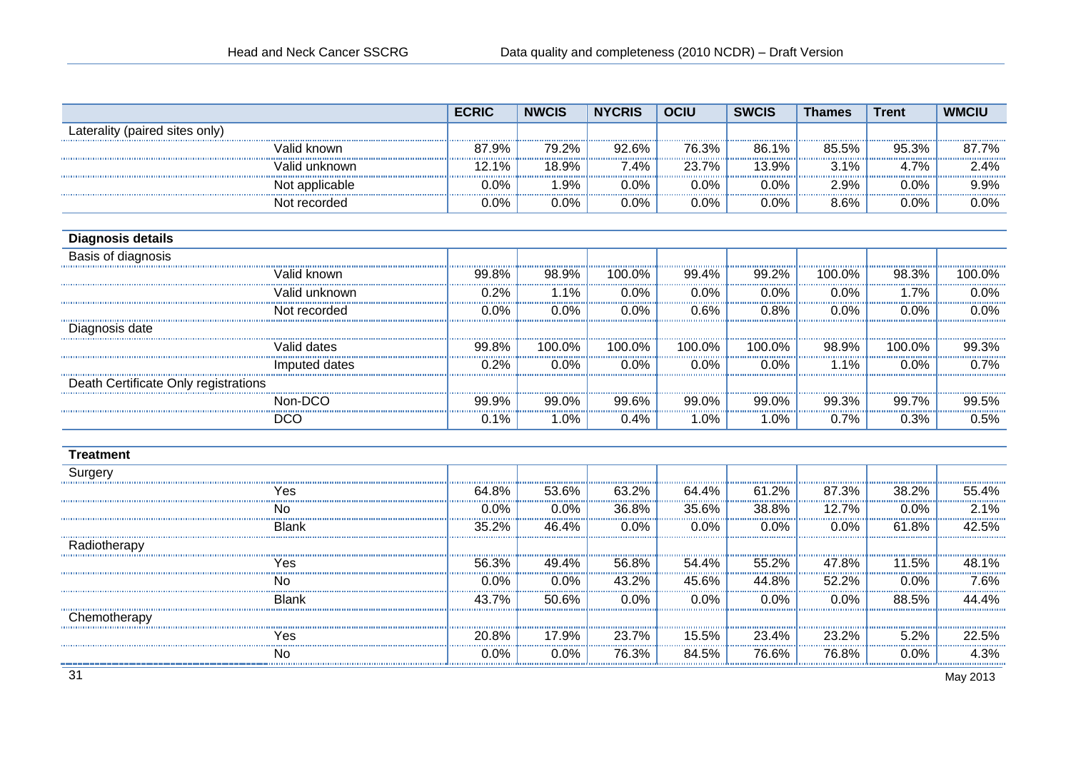| | ECRIC | NWCIS | NYCRIS | OCIU | SWCIS | Thames | Trent | WMCIU |
|---|---|---|---|---|---|---|---|---|
| Laterality (paired sites only) | | | | | | | | |
| Valid known | 87.9% | 79.2% | 92.6% | 76.3% | 86.1% | 85.5% | 95.3% | 87.7% |
| Valid unknown | 12.1% | 18.9% | 7.4% | 23.7% | 13.9% | 3.1% | 4.7% | 2.4% |
| Not applicable | 0.0% | 1.9% | 0.0% | 0.0% | 0.0% | 2.9% | 0.0% | 9.9% |
| Not recorded | 0.0% | 0.0% | 0.0% | 0.0% | 0.0% | 8.6% | 0.0% | 0.0% |
| **Diagnosis details** | | | | | | | | |
| Basis of diagnosis | | | | | | | | |
| Valid known | 99.8% | 98.9% | 100.0% | 99.4% | 99.2% | 100.0% | 98.3% | 100.0% |
| Valid unknown | 0.2% | 1.1% | 0.0% | 0.0% | 0.0% | 0.0% | 1.7% | 0.0% |
| Not recorded | 0.0% | 0.0% | 0.0% | 0.6% | 0.8% | 0.0% | 0.0% | 0.0% |
| Diagnosis date | | | | | | | | |
| Valid dates | 99.8% | 100.0% | 100.0% | 100.0% | 100.0% | 98.9% | 100.0% | 99.3% |
| Imputed dates | 0.2% | 0.0% | 0.0% | 0.0% | 0.0% | 1.1% | 0.0% | 0.7% |
| Death Certificate Only registrations | | | | | | | | |
| Non-DCO | 99.9% | 99.0% | 99.6% | 99.0% | 99.0% | 99.3% | 99.7% | 99.5% |
| DCO | 0.1% | 1.0% | 0.4% | 1.0% | 1.0% | 0.7% | 0.3% | 0.5% |
| **Treatment** | | | | | | | | |
| Surgery | | | | | | | | |
| Yes | 64.8% | 53.6% | 63.2% | 64.4% | 61.2% | 87.3% | 38.2% | 55.4% |
| No | 0.0% | 0.0% | 36.8% | 35.6% | 38.8% | 12.7% | 0.0% | 2.1% |
| Blank | 35.2% | 46.4% | 0.0% | 0.0% | 0.0% | 0.0% | 61.8% | 42.5% |
| Radiotherapy | | | | | | | | |
| Yes | 56.3% | 49.4% | 56.8% | 54.4% | 55.2% | 47.8% | 11.5% | 48.1% |
| No | 0.0% | 0.0% | 43.2% | 45.6% | 44.8% | 52.2% | 0.0% | 7.6% |
| Blank | 43.7% | 50.6% | 0.0% | 0.0% | 0.0% | 0.0% | 88.5% | 44.4% |
| Chemotherapy | | | | | | | | |
| Yes | 20.8% | 17.9% | 23.7% | 15.5% | 23.4% | 23.2% | 5.2% | 22.5% |
| No | 0.0% | 0.0% | 76.3% | 84.5% | 76.6% | 76.8% | 0.0% | 4.3% |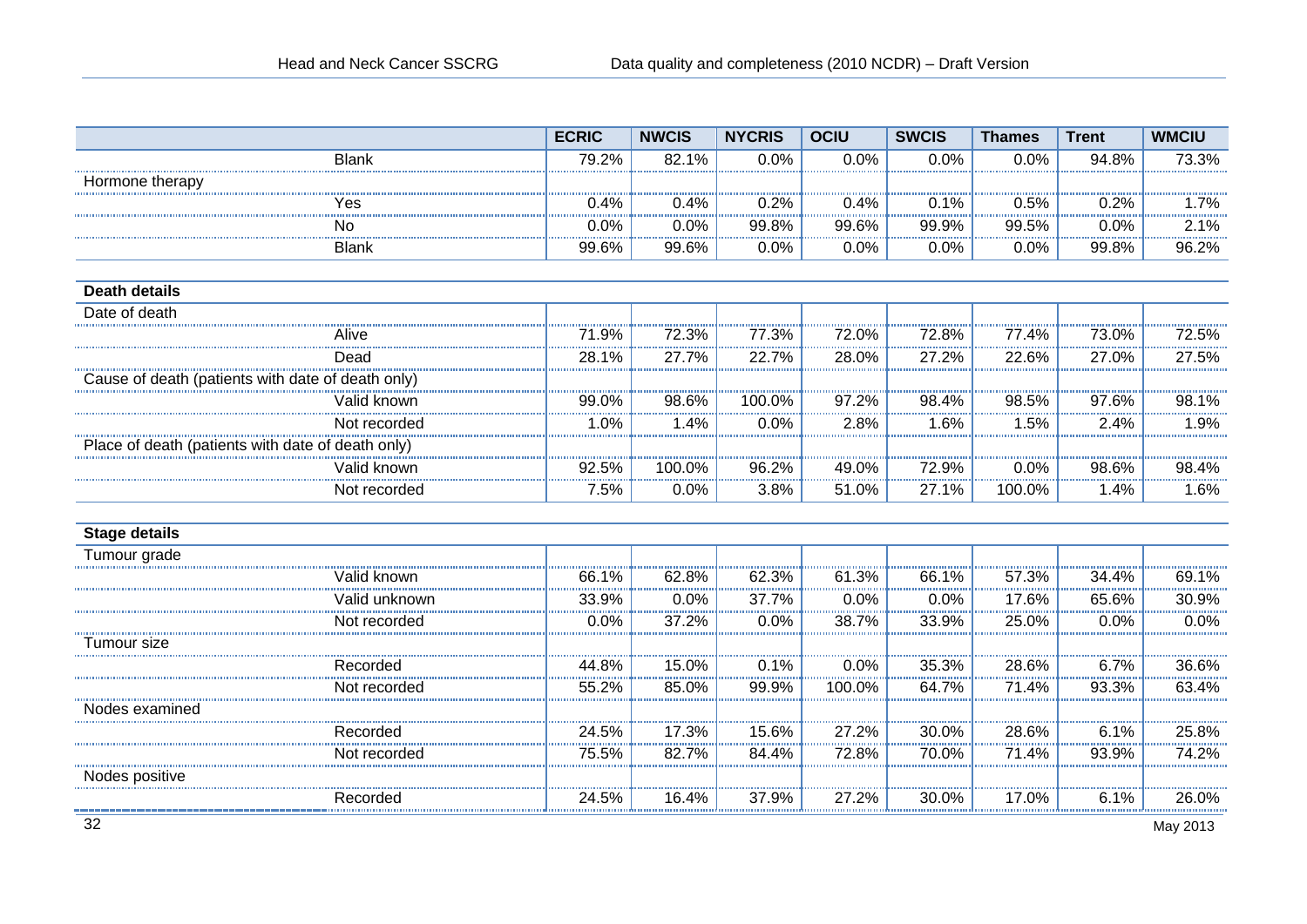| | ECRIC | NWCIS | NYCRIS | OCIU | SWCIS | Thames | Trent | WMCIU |
|---|---|---|---|---|---|---|---|---|
| Blank | 79.2% | 82.1% | 0.0% | 0.0% | 0.0% | 0.0% | 94.8% | 73.3% |
| Hormone therapy | | | | | | | | |
| Yes | 0.4% | 0.4% | 0.2% | 0.4% | 0.1% | 0.5% | 0.2% | 1.7% |
| No | 0.0% | 0.0% | 99.8% | 99.6% | 99.9% | 99.5% | 0.0% | 2.1% |
| Blank | 99.6% | 99.6% | 0.0% | 0.0% | 0.0% | 0.0% | 99.8% | 96.2% |
| **Death details** | | | | | | | | |
| Date of death | | | | | | | | |
| Alive | 71.9% | 72.3% | 77.3% | 72.0% | 72.8% | 77.4% | 73.0% | 72.5% |
| Dead | 28.1% | 27.7% | 22.7% | 28.0% | 27.2% | 22.6% | 27.0% | 27.5% |
| Cause of death (patients with date of death only) | | | | | | | | |
| Valid known | 99.0% | 98.6% | 100.0% | 97.2% | 98.4% | 98.5% | 97.6% | 98.1% |
| Not recorded | 1.0% | 1.4% | 0.0% | 2.8% | 1.6% | 1.5% | 2.4% | 1.9% |
| Place of death (patients with date of death only) | | | | | | | | |
| Valid known | 92.5% | 100.0% | 96.2% | 49.0% | 72.9% | 0.0% | 98.6% | 98.4% |
| Not recorded | 7.5% | 0.0% | 3.8% | 51.0% | 27.1% | 100.0% | 1.4% | 1.6% |
| **Stage details** | | | | | | | | |
| Tumour grade | | | | | | | | |
| Valid known | 66.1% | 62.8% | 62.3% | 61.3% | 66.1% | 57.3% | 34.4% | 69.1% |
| Valid unknown | 33.9% | 0.0% | 37.7% | 0.0% | 0.0% | 17.6% | 65.6% | 30.9% |
| Not recorded | 0.0% | 37.2% | 0.0% | 38.7% | 33.9% | 25.0% | 0.0% | 0.0% |
| Tumour size | | | | | | | | |
| Recorded | 44.8% | 15.0% | 0.1% | 0.0% | 35.3% | 28.6% | 6.7% | 36.6% |
| Not recorded | 55.2% | 85.0% | 99.9% | 100.0% | 64.7% | 71.4% | 93.3% | 63.4% |
| Nodes examined | | | | | | | | |
| Recorded | 24.5% | 17.3% | 15.6% | 27.2% | 30.0% | 28.6% | 6.1% | 25.8% |
| Not recorded | 75.5% | 82.7% | 84.4% | 72.8% | 70.0% | 71.4% | 93.9% | 74.2% |
| Nodes positive | | | | | | | | |
| Recorded | 24.5% | 16.4% | 37.9% | 27.2% | 30.0% | 17.0% | 6.1% | 26.0% |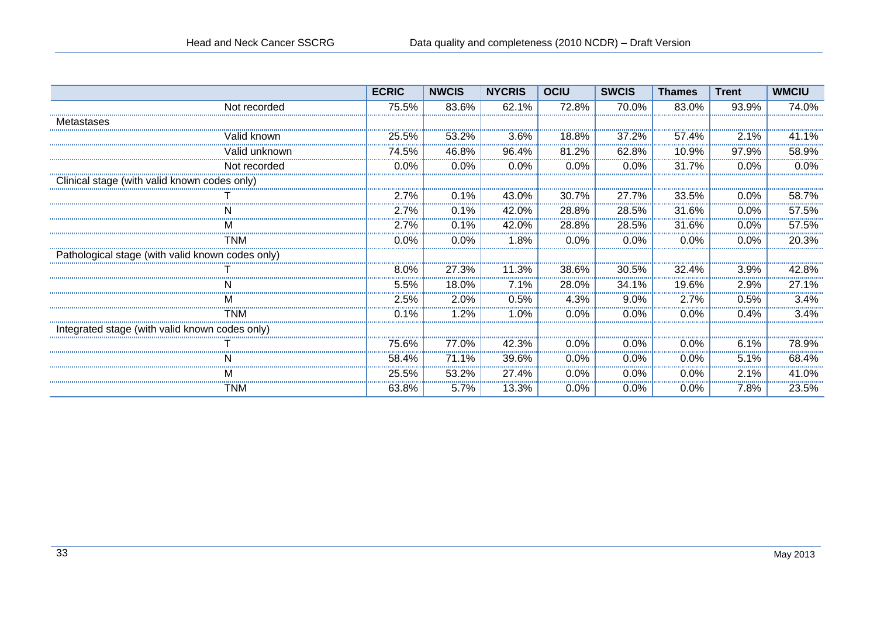| | ECRIC | NWCIS | NYCRIS | OCIU | SWCIS | Thames | Trent | WMCIU |
|---|---|---|---|---|---|---|---|---|
| Not recorded | 75.5% | 83.6% | 62.1% | 72.8% | 70.0% | 83.0% | 93.9% | 74.0% |
| Metastases | | | | | | | | |
| Valid known | 25.5% | 53.2% | 3.6% | 18.8% | 37.2% | 57.4% | 2.1% | 41.1% |
| Valid unknown | 74.5% | 46.8% | 96.4% | 81.2% | 62.8% | 10.9% | 97.9% | 58.9% |
| Not recorded | 0.0% | 0.0% | 0.0% | 0.0% | 0.0% | 31.7% | 0.0% | 0.0% |
| Clinical stage (with valid known codes only) | | | | | | | | |
| T | 2.7% | 0.1% | 43.0% | 30.7% | 27.7% | 33.5% | 0.0% | 58.7% |
| N | 2.7% | 0.1% | 42.0% | 28.8% | 28.5% | 31.6% | 0.0% | 57.5% |
| M | 2.7% | 0.1% | 42.0% | 28.8% | 28.5% | 31.6% | 0.0% | 57.5% |
| TNM | 0.0% | 0.0% | 1.8% | 0.0% | 0.0% | 0.0% | 0.0% | 20.3% |
| Pathological stage (with valid known codes only) | | | | | | | | |
| T | 8.0% | 27.3% | 11.3% | 38.6% | 30.5% | 32.4% | 3.9% | 42.8% |
| N | 5.5% | 18.0% | 7.1% | 28.0% | 34.1% | 19.6% | 2.9% | 27.1% |
| M | 2.5% | 2.0% | 0.5% | 4.3% | 9.0% | 2.7% | 0.5% | 3.4% |
| TNM | 0.1% | 1.2% | 1.0% | 0.0% | 0.0% | 0.0% | 0.4% | 3.4% |
| Integrated stage (with valid known codes only) | | | | | | | | |
| T | 75.6% | 77.0% | 42.3% | 0.0% | 0.0% | 0.0% | 6.1% | 78.9% |
| N | 58.4% | 71.1% | 39.6% | 0.0% | 0.0% | 0.0% | 5.1% | 68.4% |
| M | 25.5% | 53.2% | 27.4% | 0.0% | 0.0% | 0.0% | 2.1% | 41.0% |
| TNM | 63.8% | 5.7% | 13.3% | 0.0% | 0.0% | 0.0% | 7.8% | 23.5% |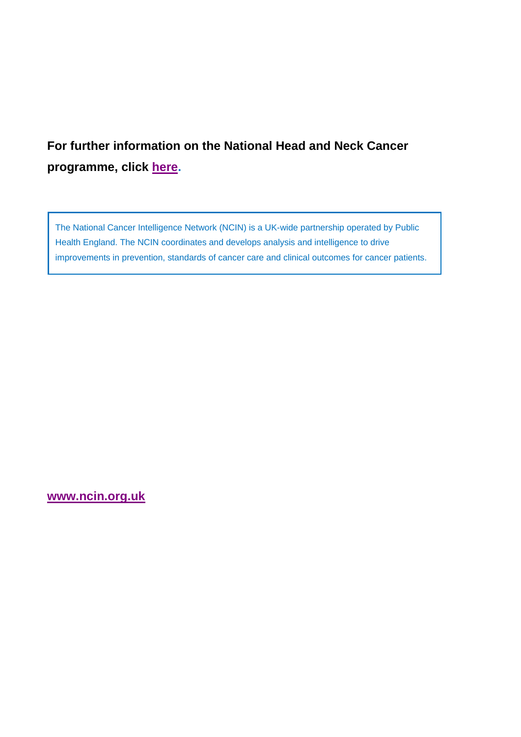**For further information on the National Head and Neck Cancer programme, click here.**

> The National Cancer Intelligence Network (NCIN) is a UK-wide partnership operated by Public Health England. The NCIN coordinates and develops analysis and intelligence to drive improvements in prevention, standards of cancer care and clinical outcomes for cancer patients.

**www.ncin.org.uk**